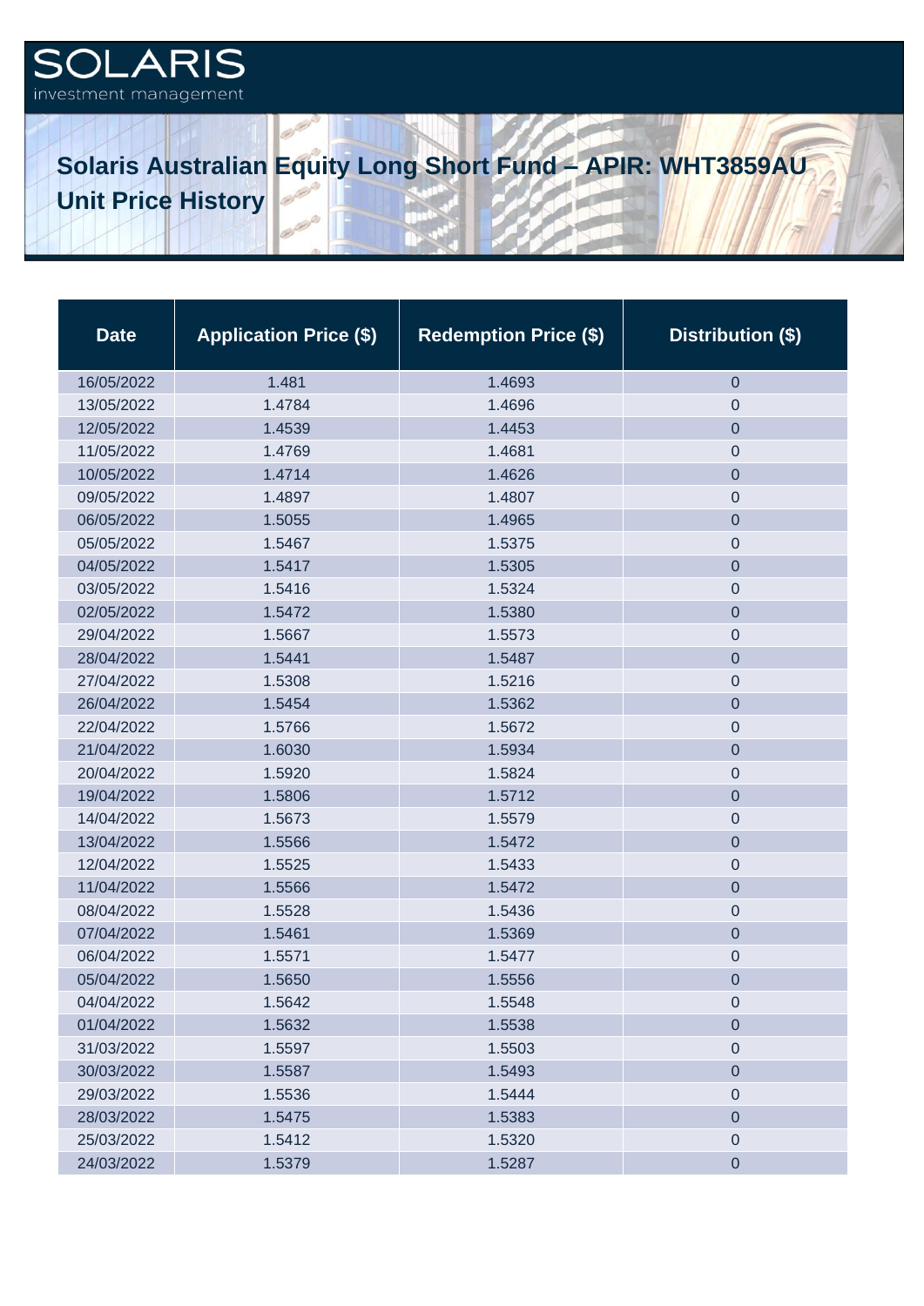SOLARIS
investment management

# Solaris Australian Equity Long Short Fund – APIR: WHT3859AU
## Unit Price History

| Date | Application Price ($) | Redemption Price ($) | Distribution ($) |
|---|---|---|---|
| 16/05/2022 | 1.481 | 1.4693 | 0 |
| 13/05/2022 | 1.4784 | 1.4696 | 0 |
| 12/05/2022 | 1.4539 | 1.4453 | 0 |
| 11/05/2022 | 1.4769 | 1.4681 | 0 |
| 10/05/2022 | 1.4714 | 1.4626 | 0 |
| 09/05/2022 | 1.4897 | 1.4807 | 0 |
| 06/05/2022 | 1.5055 | 1.4965 | 0 |
| 05/05/2022 | 1.5467 | 1.5375 | 0 |
| 04/05/2022 | 1.5417 | 1.5305 | 0 |
| 03/05/2022 | 1.5416 | 1.5324 | 0 |
| 02/05/2022 | 1.5472 | 1.5380 | 0 |
| 29/04/2022 | 1.5667 | 1.5573 | 0 |
| 28/04/2022 | 1.5441 | 1.5487 | 0 |
| 27/04/2022 | 1.5308 | 1.5216 | 0 |
| 26/04/2022 | 1.5454 | 1.5362 | 0 |
| 22/04/2022 | 1.5766 | 1.5672 | 0 |
| 21/04/2022 | 1.6030 | 1.5934 | 0 |
| 20/04/2022 | 1.5920 | 1.5824 | 0 |
| 19/04/2022 | 1.5806 | 1.5712 | 0 |
| 14/04/2022 | 1.5673 | 1.5579 | 0 |
| 13/04/2022 | 1.5566 | 1.5472 | 0 |
| 12/04/2022 | 1.5525 | 1.5433 | 0 |
| 11/04/2022 | 1.5566 | 1.5472 | 0 |
| 08/04/2022 | 1.5528 | 1.5436 | 0 |
| 07/04/2022 | 1.5461 | 1.5369 | 0 |
| 06/04/2022 | 1.5571 | 1.5477 | 0 |
| 05/04/2022 | 1.5650 | 1.5556 | 0 |
| 04/04/2022 | 1.5642 | 1.5548 | 0 |
| 01/04/2022 | 1.5632 | 1.5538 | 0 |
| 31/03/2022 | 1.5597 | 1.5503 | 0 |
| 30/03/2022 | 1.5587 | 1.5493 | 0 |
| 29/03/2022 | 1.5536 | 1.5444 | 0 |
| 28/03/2022 | 1.5475 | 1.5383 | 0 |
| 25/03/2022 | 1.5412 | 1.5320 | 0 |
| 24/03/2022 | 1.5379 | 1.5287 | 0 |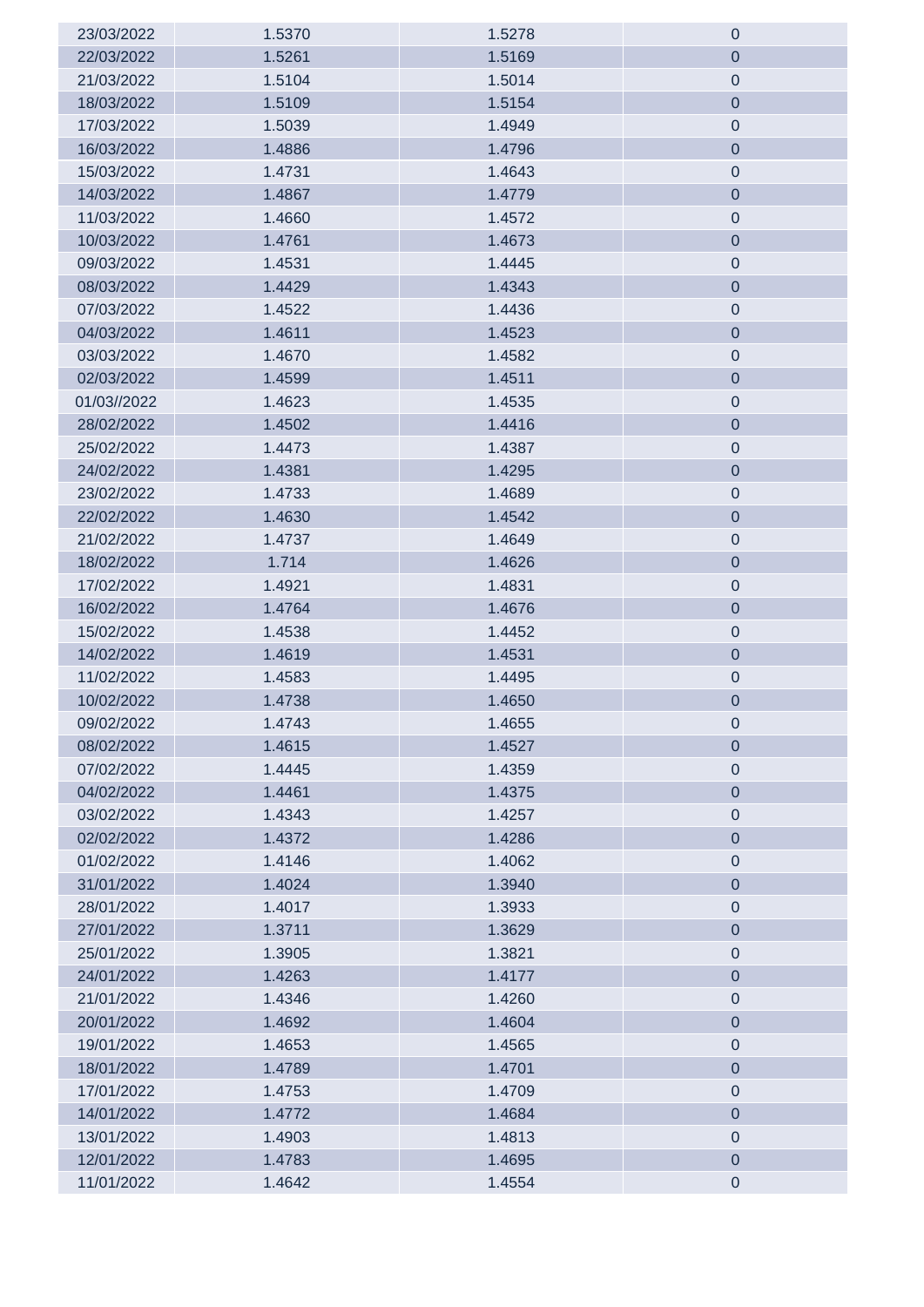| | | | |
|---|---|---|---|
| 23/03/2022 | 1.5370 | 1.5278 | 0 |
| 22/03/2022 | 1.5261 | 1.5169 | 0 |
| 21/03/2022 | 1.5104 | 1.5014 | 0 |
| 18/03/2022 | 1.5109 | 1.5154 | 0 |
| 17/03/2022 | 1.5039 | 1.4949 | 0 |
| 16/03/2022 | 1.4886 | 1.4796 | 0 |
| 15/03/2022 | 1.4731 | 1.4643 | 0 |
| 14/03/2022 | 1.4867 | 1.4779 | 0 |
| 11/03/2022 | 1.4660 | 1.4572 | 0 |
| 10/03/2022 | 1.4761 | 1.4673 | 0 |
| 09/03/2022 | 1.4531 | 1.4445 | 0 |
| 08/03/2022 | 1.4429 | 1.4343 | 0 |
| 07/03/2022 | 1.4522 | 1.4436 | 0 |
| 04/03/2022 | 1.4611 | 1.4523 | 0 |
| 03/03/2022 | 1.4670 | 1.4582 | 0 |
| 02/03/2022 | 1.4599 | 1.4511 | 0 |
| 01/03//2022 | 1.4623 | 1.4535 | 0 |
| 28/02/2022 | 1.4502 | 1.4416 | 0 |
| 25/02/2022 | 1.4473 | 1.4387 | 0 |
| 24/02/2022 | 1.4381 | 1.4295 | 0 |
| 23/02/2022 | 1.4733 | 1.4689 | 0 |
| 22/02/2022 | 1.4630 | 1.4542 | 0 |
| 21/02/2022 | 1.4737 | 1.4649 | 0 |
| 18/02/2022 | 1.714 | 1.4626 | 0 |
| 17/02/2022 | 1.4921 | 1.4831 | 0 |
| 16/02/2022 | 1.4764 | 1.4676 | 0 |
| 15/02/2022 | 1.4538 | 1.4452 | 0 |
| 14/02/2022 | 1.4619 | 1.4531 | 0 |
| 11/02/2022 | 1.4583 | 1.4495 | 0 |
| 10/02/2022 | 1.4738 | 1.4650 | 0 |
| 09/02/2022 | 1.4743 | 1.4655 | 0 |
| 08/02/2022 | 1.4615 | 1.4527 | 0 |
| 07/02/2022 | 1.4445 | 1.4359 | 0 |
| 04/02/2022 | 1.4461 | 1.4375 | 0 |
| 03/02/2022 | 1.4343 | 1.4257 | 0 |
| 02/02/2022 | 1.4372 | 1.4286 | 0 |
| 01/02/2022 | 1.4146 | 1.4062 | 0 |
| 31/01/2022 | 1.4024 | 1.3940 | 0 |
| 28/01/2022 | 1.4017 | 1.3933 | 0 |
| 27/01/2022 | 1.3711 | 1.3629 | 0 |
| 25/01/2022 | 1.3905 | 1.3821 | 0 |
| 24/01/2022 | 1.4263 | 1.4177 | 0 |
| 21/01/2022 | 1.4346 | 1.4260 | 0 |
| 20/01/2022 | 1.4692 | 1.4604 | 0 |
| 19/01/2022 | 1.4653 | 1.4565 | 0 |
| 18/01/2022 | 1.4789 | 1.4701 | 0 |
| 17/01/2022 | 1.4753 | 1.4709 | 0 |
| 14/01/2022 | 1.4772 | 1.4684 | 0 |
| 13/01/2022 | 1.4903 | 1.4813 | 0 |
| 12/01/2022 | 1.4783 | 1.4695 | 0 |
| 11/01/2022 | 1.4642 | 1.4554 | 0 |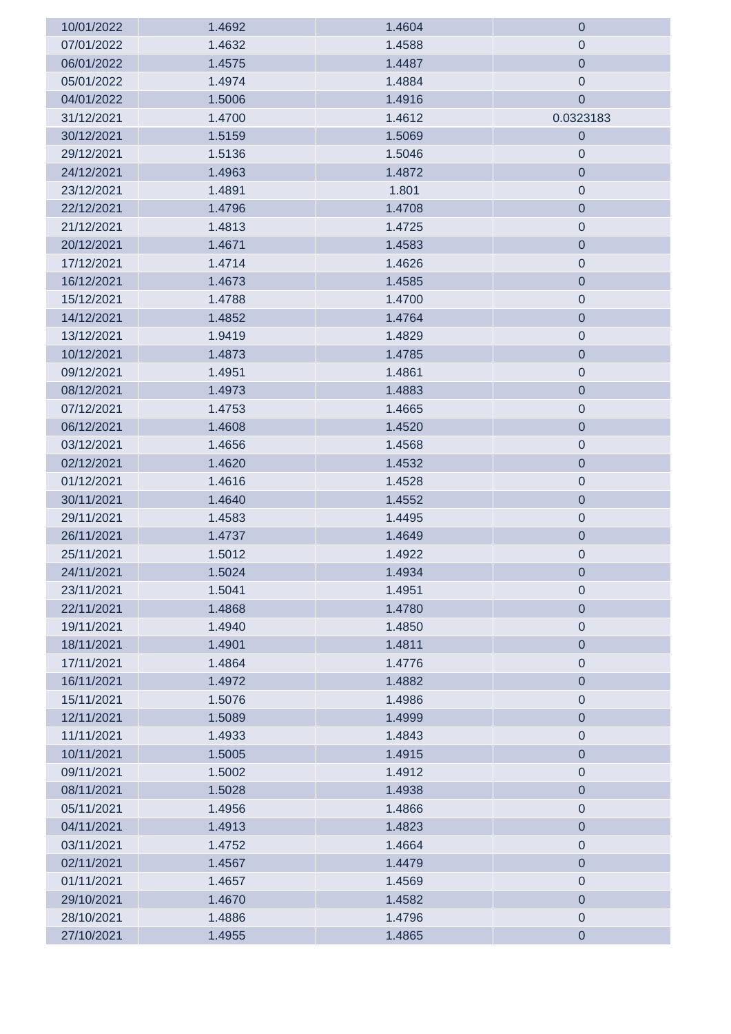| | | | |
|---|---|---|---|
| 10/01/2022 | 1.4692 | 1.4604 | 0 |
| 07/01/2022 | 1.4632 | 1.4588 | 0 |
| 06/01/2022 | 1.4575 | 1.4487 | 0 |
| 05/01/2022 | 1.4974 | 1.4884 | 0 |
| 04/01/2022 | 1.5006 | 1.4916 | 0 |
| 31/12/2021 | 1.4700 | 1.4612 | 0.0323183 |
| 30/12/2021 | 1.5159 | 1.5069 | 0 |
| 29/12/2021 | 1.5136 | 1.5046 | 0 |
| 24/12/2021 | 1.4963 | 1.4872 | 0 |
| 23/12/2021 | 1.4891 | 1.801 | 0 |
| 22/12/2021 | 1.4796 | 1.4708 | 0 |
| 21/12/2021 | 1.4813 | 1.4725 | 0 |
| 20/12/2021 | 1.4671 | 1.4583 | 0 |
| 17/12/2021 | 1.4714 | 1.4626 | 0 |
| 16/12/2021 | 1.4673 | 1.4585 | 0 |
| 15/12/2021 | 1.4788 | 1.4700 | 0 |
| 14/12/2021 | 1.4852 | 1.4764 | 0 |
| 13/12/2021 | 1.9419 | 1.4829 | 0 |
| 10/12/2021 | 1.4873 | 1.4785 | 0 |
| 09/12/2021 | 1.4951 | 1.4861 | 0 |
| 08/12/2021 | 1.4973 | 1.4883 | 0 |
| 07/12/2021 | 1.4753 | 1.4665 | 0 |
| 06/12/2021 | 1.4608 | 1.4520 | 0 |
| 03/12/2021 | 1.4656 | 1.4568 | 0 |
| 02/12/2021 | 1.4620 | 1.4532 | 0 |
| 01/12/2021 | 1.4616 | 1.4528 | 0 |
| 30/11/2021 | 1.4640 | 1.4552 | 0 |
| 29/11/2021 | 1.4583 | 1.4495 | 0 |
| 26/11/2021 | 1.4737 | 1.4649 | 0 |
| 25/11/2021 | 1.5012 | 1.4922 | 0 |
| 24/11/2021 | 1.5024 | 1.4934 | 0 |
| 23/11/2021 | 1.5041 | 1.4951 | 0 |
| 22/11/2021 | 1.4868 | 1.4780 | 0 |
| 19/11/2021 | 1.4940 | 1.4850 | 0 |
| 18/11/2021 | 1.4901 | 1.4811 | 0 |
| 17/11/2021 | 1.4864 | 1.4776 | 0 |
| 16/11/2021 | 1.4972 | 1.4882 | 0 |
| 15/11/2021 | 1.5076 | 1.4986 | 0 |
| 12/11/2021 | 1.5089 | 1.4999 | 0 |
| 11/11/2021 | 1.4933 | 1.4843 | 0 |
| 10/11/2021 | 1.5005 | 1.4915 | 0 |
| 09/11/2021 | 1.5002 | 1.4912 | 0 |
| 08/11/2021 | 1.5028 | 1.4938 | 0 |
| 05/11/2021 | 1.4956 | 1.4866 | 0 |
| 04/11/2021 | 1.4913 | 1.4823 | 0 |
| 03/11/2021 | 1.4752 | 1.4664 | 0 |
| 02/11/2021 | 1.4567 | 1.4479 | 0 |
| 01/11/2021 | 1.4657 | 1.4569 | 0 |
| 29/10/2021 | 1.4670 | 1.4582 | 0 |
| 28/10/2021 | 1.4886 | 1.4796 | 0 |
| 27/10/2021 | 1.4955 | 1.4865 | 0 |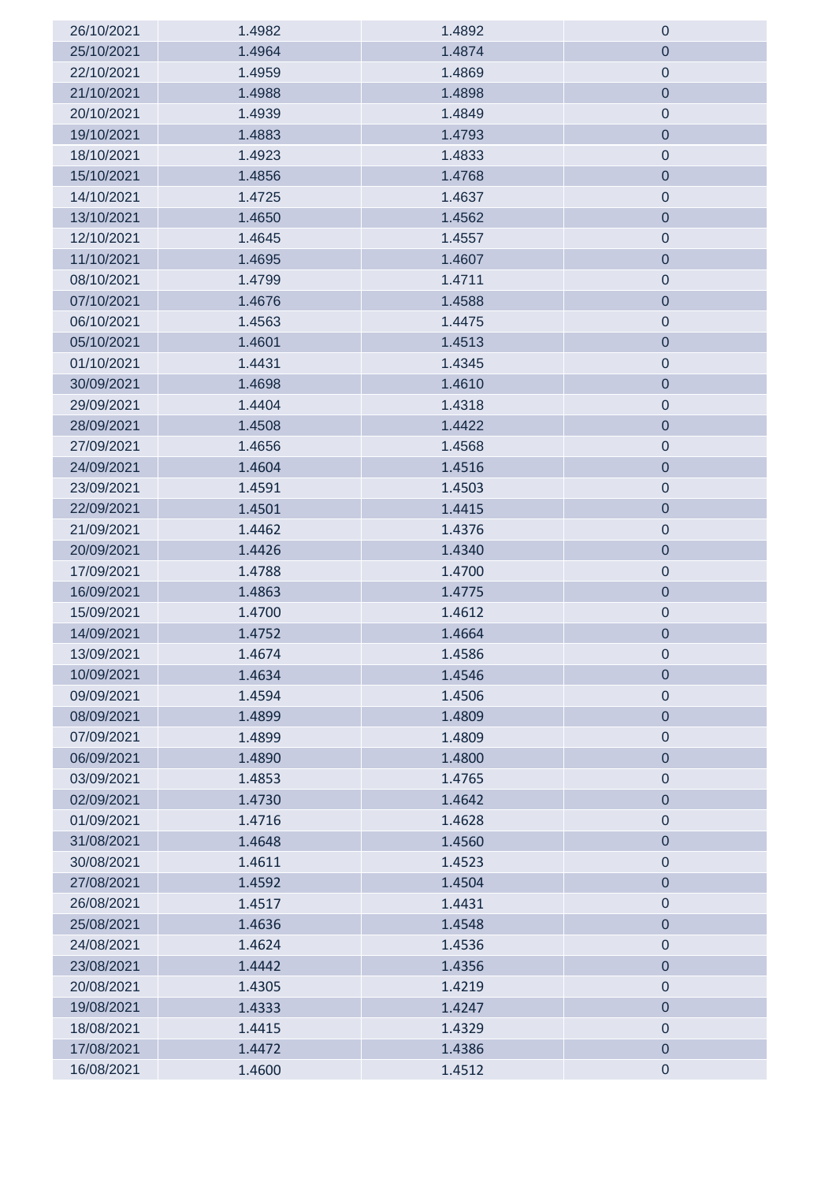| | | | |
|---|---|---|---|
| 26/10/2021 | 1.4982 | 1.4892 | 0 |
| 25/10/2021 | 1.4964 | 1.4874 | 0 |
| 22/10/2021 | 1.4959 | 1.4869 | 0 |
| 21/10/2021 | 1.4988 | 1.4898 | 0 |
| 20/10/2021 | 1.4939 | 1.4849 | 0 |
| 19/10/2021 | 1.4883 | 1.4793 | 0 |
| 18/10/2021 | 1.4923 | 1.4833 | 0 |
| 15/10/2021 | 1.4856 | 1.4768 | 0 |
| 14/10/2021 | 1.4725 | 1.4637 | 0 |
| 13/10/2021 | 1.4650 | 1.4562 | 0 |
| 12/10/2021 | 1.4645 | 1.4557 | 0 |
| 11/10/2021 | 1.4695 | 1.4607 | 0 |
| 08/10/2021 | 1.4799 | 1.4711 | 0 |
| 07/10/2021 | 1.4676 | 1.4588 | 0 |
| 06/10/2021 | 1.4563 | 1.4475 | 0 |
| 05/10/2021 | 1.4601 | 1.4513 | 0 |
| 01/10/2021 | 1.4431 | 1.4345 | 0 |
| 30/09/2021 | 1.4698 | 1.4610 | 0 |
| 29/09/2021 | 1.4404 | 1.4318 | 0 |
| 28/09/2021 | 1.4508 | 1.4422 | 0 |
| 27/09/2021 | 1.4656 | 1.4568 | 0 |
| 24/09/2021 | 1.4604 | 1.4516 | 0 |
| 23/09/2021 | 1.4591 | 1.4503 | 0 |
| 22/09/2021 | 1.4501 | 1.4415 | 0 |
| 21/09/2021 | 1.4462 | 1.4376 | 0 |
| 20/09/2021 | 1.4426 | 1.4340 | 0 |
| 17/09/2021 | 1.4788 | 1.4700 | 0 |
| 16/09/2021 | 1.4863 | 1.4775 | 0 |
| 15/09/2021 | 1.4700 | 1.4612 | 0 |
| 14/09/2021 | 1.4752 | 1.4664 | 0 |
| 13/09/2021 | 1.4674 | 1.4586 | 0 |
| 10/09/2021 | 1.4634 | 1.4546 | 0 |
| 09/09/2021 | 1.4594 | 1.4506 | 0 |
| 08/09/2021 | 1.4899 | 1.4809 | 0 |
| 07/09/2021 | 1.4899 | 1.4809 | 0 |
| 06/09/2021 | 1.4890 | 1.4800 | 0 |
| 03/09/2021 | 1.4853 | 1.4765 | 0 |
| 02/09/2021 | 1.4730 | 1.4642 | 0 |
| 01/09/2021 | 1.4716 | 1.4628 | 0 |
| 31/08/2021 | 1.4648 | 1.4560 | 0 |
| 30/08/2021 | 1.4611 | 1.4523 | 0 |
| 27/08/2021 | 1.4592 | 1.4504 | 0 |
| 26/08/2021 | 1.4517 | 1.4431 | 0 |
| 25/08/2021 | 1.4636 | 1.4548 | 0 |
| 24/08/2021 | 1.4624 | 1.4536 | 0 |
| 23/08/2021 | 1.4442 | 1.4356 | 0 |
| 20/08/2021 | 1.4305 | 1.4219 | 0 |
| 19/08/2021 | 1.4333 | 1.4247 | 0 |
| 18/08/2021 | 1.4415 | 1.4329 | 0 |
| 17/08/2021 | 1.4472 | 1.4386 | 0 |
| 16/08/2021 | 1.4600 | 1.4512 | 0 |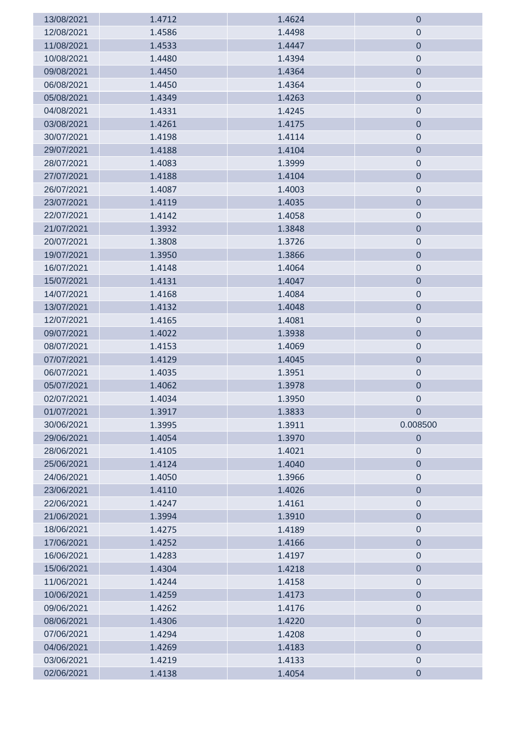| | | | |
|---|---|---|---|
| 13/08/2021 | 1.4712 | 1.4624 | 0 |
| 12/08/2021 | 1.4586 | 1.4498 | 0 |
| 11/08/2021 | 1.4533 | 1.4447 | 0 |
| 10/08/2021 | 1.4480 | 1.4394 | 0 |
| 09/08/2021 | 1.4450 | 1.4364 | 0 |
| 06/08/2021 | 1.4450 | 1.4364 | 0 |
| 05/08/2021 | 1.4349 | 1.4263 | 0 |
| 04/08/2021 | 1.4331 | 1.4245 | 0 |
| 03/08/2021 | 1.4261 | 1.4175 | 0 |
| 30/07/2021 | 1.4198 | 1.4114 | 0 |
| 29/07/2021 | 1.4188 | 1.4104 | 0 |
| 28/07/2021 | 1.4083 | 1.3999 | 0 |
| 27/07/2021 | 1.4188 | 1.4104 | 0 |
| 26/07/2021 | 1.4087 | 1.4003 | 0 |
| 23/07/2021 | 1.4119 | 1.4035 | 0 |
| 22/07/2021 | 1.4142 | 1.4058 | 0 |
| 21/07/2021 | 1.3932 | 1.3848 | 0 |
| 20/07/2021 | 1.3808 | 1.3726 | 0 |
| 19/07/2021 | 1.3950 | 1.3866 | 0 |
| 16/07/2021 | 1.4148 | 1.4064 | 0 |
| 15/07/2021 | 1.4131 | 1.4047 | 0 |
| 14/07/2021 | 1.4168 | 1.4084 | 0 |
| 13/07/2021 | 1.4132 | 1.4048 | 0 |
| 12/07/2021 | 1.4165 | 1.4081 | 0 |
| 09/07/2021 | 1.4022 | 1.3938 | 0 |
| 08/07/2021 | 1.4153 | 1.4069 | 0 |
| 07/07/2021 | 1.4129 | 1.4045 | 0 |
| 06/07/2021 | 1.4035 | 1.3951 | 0 |
| 05/07/2021 | 1.4062 | 1.3978 | 0 |
| 02/07/2021 | 1.4034 | 1.3950 | 0 |
| 01/07/2021 | 1.3917 | 1.3833 | 0 |
| 30/06/2021 | 1.3995 | 1.3911 | 0.008500 |
| 29/06/2021 | 1.4054 | 1.3970 | 0 |
| 28/06/2021 | 1.4105 | 1.4021 | 0 |
| 25/06/2021 | 1.4124 | 1.4040 | 0 |
| 24/06/2021 | 1.4050 | 1.3966 | 0 |
| 23/06/2021 | 1.4110 | 1.4026 | 0 |
| 22/06/2021 | 1.4247 | 1.4161 | 0 |
| 21/06/2021 | 1.3994 | 1.3910 | 0 |
| 18/06/2021 | 1.4275 | 1.4189 | 0 |
| 17/06/2021 | 1.4252 | 1.4166 | 0 |
| 16/06/2021 | 1.4283 | 1.4197 | 0 |
| 15/06/2021 | 1.4304 | 1.4218 | 0 |
| 11/06/2021 | 1.4244 | 1.4158 | 0 |
| 10/06/2021 | 1.4259 | 1.4173 | 0 |
| 09/06/2021 | 1.4262 | 1.4176 | 0 |
| 08/06/2021 | 1.4306 | 1.4220 | 0 |
| 07/06/2021 | 1.4294 | 1.4208 | 0 |
| 04/06/2021 | 1.4269 | 1.4183 | 0 |
| 03/06/2021 | 1.4219 | 1.4133 | 0 |
| 02/06/2021 | 1.4138 | 1.4054 | 0 |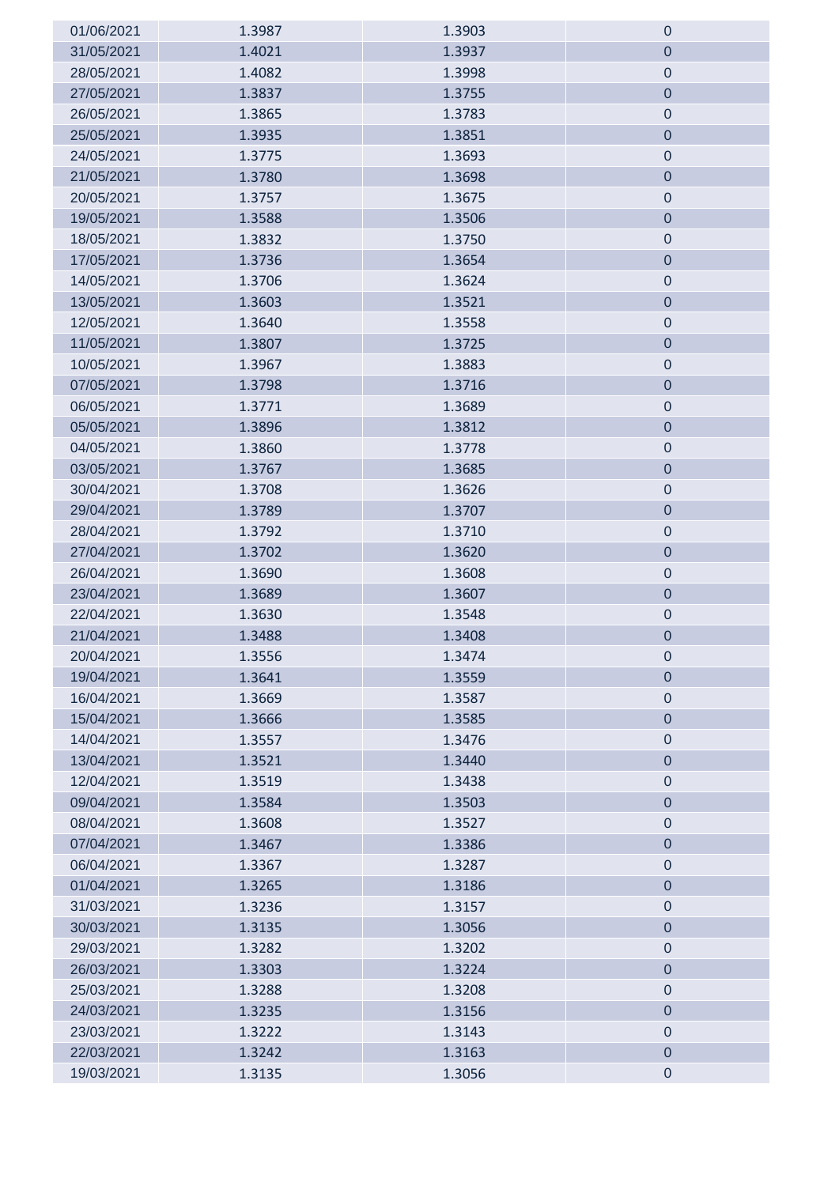| | | | |
|---|---|---|---|
| 01/06/2021 | 1.3987 | 1.3903 | 0 |
| 31/05/2021 | 1.4021 | 1.3937 | 0 |
| 28/05/2021 | 1.4082 | 1.3998 | 0 |
| 27/05/2021 | 1.3837 | 1.3755 | 0 |
| 26/05/2021 | 1.3865 | 1.3783 | 0 |
| 25/05/2021 | 1.3935 | 1.3851 | 0 |
| 24/05/2021 | 1.3775 | 1.3693 | 0 |
| 21/05/2021 | 1.3780 | 1.3698 | 0 |
| 20/05/2021 | 1.3757 | 1.3675 | 0 |
| 19/05/2021 | 1.3588 | 1.3506 | 0 |
| 18/05/2021 | 1.3832 | 1.3750 | 0 |
| 17/05/2021 | 1.3736 | 1.3654 | 0 |
| 14/05/2021 | 1.3706 | 1.3624 | 0 |
| 13/05/2021 | 1.3603 | 1.3521 | 0 |
| 12/05/2021 | 1.3640 | 1.3558 | 0 |
| 11/05/2021 | 1.3807 | 1.3725 | 0 |
| 10/05/2021 | 1.3967 | 1.3883 | 0 |
| 07/05/2021 | 1.3798 | 1.3716 | 0 |
| 06/05/2021 | 1.3771 | 1.3689 | 0 |
| 05/05/2021 | 1.3896 | 1.3812 | 0 |
| 04/05/2021 | 1.3860 | 1.3778 | 0 |
| 03/05/2021 | 1.3767 | 1.3685 | 0 |
| 30/04/2021 | 1.3708 | 1.3626 | 0 |
| 29/04/2021 | 1.3789 | 1.3707 | 0 |
| 28/04/2021 | 1.3792 | 1.3710 | 0 |
| 27/04/2021 | 1.3702 | 1.3620 | 0 |
| 26/04/2021 | 1.3690 | 1.3608 | 0 |
| 23/04/2021 | 1.3689 | 1.3607 | 0 |
| 22/04/2021 | 1.3630 | 1.3548 | 0 |
| 21/04/2021 | 1.3488 | 1.3408 | 0 |
| 20/04/2021 | 1.3556 | 1.3474 | 0 |
| 19/04/2021 | 1.3641 | 1.3559 | 0 |
| 16/04/2021 | 1.3669 | 1.3587 | 0 |
| 15/04/2021 | 1.3666 | 1.3585 | 0 |
| 14/04/2021 | 1.3557 | 1.3476 | 0 |
| 13/04/2021 | 1.3521 | 1.3440 | 0 |
| 12/04/2021 | 1.3519 | 1.3438 | 0 |
| 09/04/2021 | 1.3584 | 1.3503 | 0 |
| 08/04/2021 | 1.3608 | 1.3527 | 0 |
| 07/04/2021 | 1.3467 | 1.3386 | 0 |
| 06/04/2021 | 1.3367 | 1.3287 | 0 |
| 01/04/2021 | 1.3265 | 1.3186 | 0 |
| 31/03/2021 | 1.3236 | 1.3157 | 0 |
| 30/03/2021 | 1.3135 | 1.3056 | 0 |
| 29/03/2021 | 1.3282 | 1.3202 | 0 |
| 26/03/2021 | 1.3303 | 1.3224 | 0 |
| 25/03/2021 | 1.3288 | 1.3208 | 0 |
| 24/03/2021 | 1.3235 | 1.3156 | 0 |
| 23/03/2021 | 1.3222 | 1.3143 | 0 |
| 22/03/2021 | 1.3242 | 1.3163 | 0 |
| 19/03/2021 | 1.3135 | 1.3056 | 0 |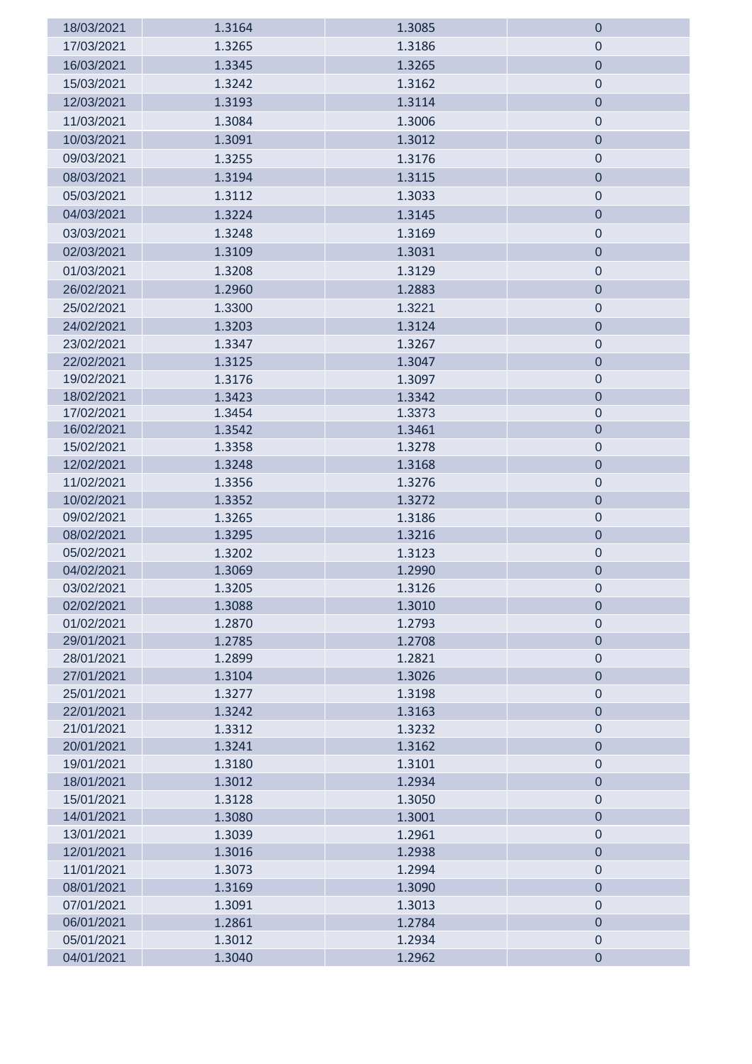| 18/03/2021 | 1.3164 | 1.3085 | 0 |
|---|---|---|---|
| 17/03/2021 | 1.3265 | 1.3186 | 0 |
| 16/03/2021 | 1.3345 | 1.3265 | 0 |
| 15/03/2021 | 1.3242 | 1.3162 | 0 |
| 12/03/2021 | 1.3193 | 1.3114 | 0 |
| 11/03/2021 | 1.3084 | 1.3006 | 0 |
| 10/03/2021 | 1.3091 | 1.3012 | 0 |
| 09/03/2021 | 1.3255 | 1.3176 | 0 |
| 08/03/2021 | 1.3194 | 1.3115 | 0 |
| 05/03/2021 | 1.3112 | 1.3033 | 0 |
| 04/03/2021 | 1.3224 | 1.3145 | 0 |
| 03/03/2021 | 1.3248 | 1.3169 | 0 |
| 02/03/2021 | 1.3109 | 1.3031 | 0 |
| 01/03/2021 | 1.3208 | 1.3129 | 0 |
| 26/02/2021 | 1.2960 | 1.2883 | 0 |
| 25/02/2021 | 1.3300 | 1.3221 | 0 |
| 24/02/2021 | 1.3203 | 1.3124 | 0 |
| 23/02/2021 | 1.3347 | 1.3267 | 0 |
| 22/02/2021 | 1.3125 | 1.3047 | 0 |
| 19/02/2021 | 1.3176 | 1.3097 | 0 |
| 18/02/2021 | 1.3423 | 1.3342 | 0 |
| 17/02/2021 | 1.3454 | 1.3373 | 0 |
| 16/02/2021 | 1.3542 | 1.3461 | 0 |
| 15/02/2021 | 1.3358 | 1.3278 | 0 |
| 12/02/2021 | 1.3248 | 1.3168 | 0 |
| 11/02/2021 | 1.3356 | 1.3276 | 0 |
| 10/02/2021 | 1.3352 | 1.3272 | 0 |
| 09/02/2021 | 1.3265 | 1.3186 | 0 |
| 08/02/2021 | 1.3295 | 1.3216 | 0 |
| 05/02/2021 | 1.3202 | 1.3123 | 0 |
| 04/02/2021 | 1.3069 | 1.2990 | 0 |
| 03/02/2021 | 1.3205 | 1.3126 | 0 |
| 02/02/2021 | 1.3088 | 1.3010 | 0 |
| 01/02/2021 | 1.2870 | 1.2793 | 0 |
| 29/01/2021 | 1.2785 | 1.2708 | 0 |
| 28/01/2021 | 1.2899 | 1.2821 | 0 |
| 27/01/2021 | 1.3104 | 1.3026 | 0 |
| 25/01/2021 | 1.3277 | 1.3198 | 0 |
| 22/01/2021 | 1.3242 | 1.3163 | 0 |
| 21/01/2021 | 1.3312 | 1.3232 | 0 |
| 20/01/2021 | 1.3241 | 1.3162 | 0 |
| 19/01/2021 | 1.3180 | 1.3101 | 0 |
| 18/01/2021 | 1.3012 | 1.2934 | 0 |
| 15/01/2021 | 1.3128 | 1.3050 | 0 |
| 14/01/2021 | 1.3080 | 1.3001 | 0 |
| 13/01/2021 | 1.3039 | 1.2961 | 0 |
| 12/01/2021 | 1.3016 | 1.2938 | 0 |
| 11/01/2021 | 1.3073 | 1.2994 | 0 |
| 08/01/2021 | 1.3169 | 1.3090 | 0 |
| 07/01/2021 | 1.3091 | 1.3013 | 0 |
| 06/01/2021 | 1.2861 | 1.2784 | 0 |
| 05/01/2021 | 1.3012 | 1.2934 | 0 |
| 04/01/2021 | 1.3040 | 1.2962 | 0 |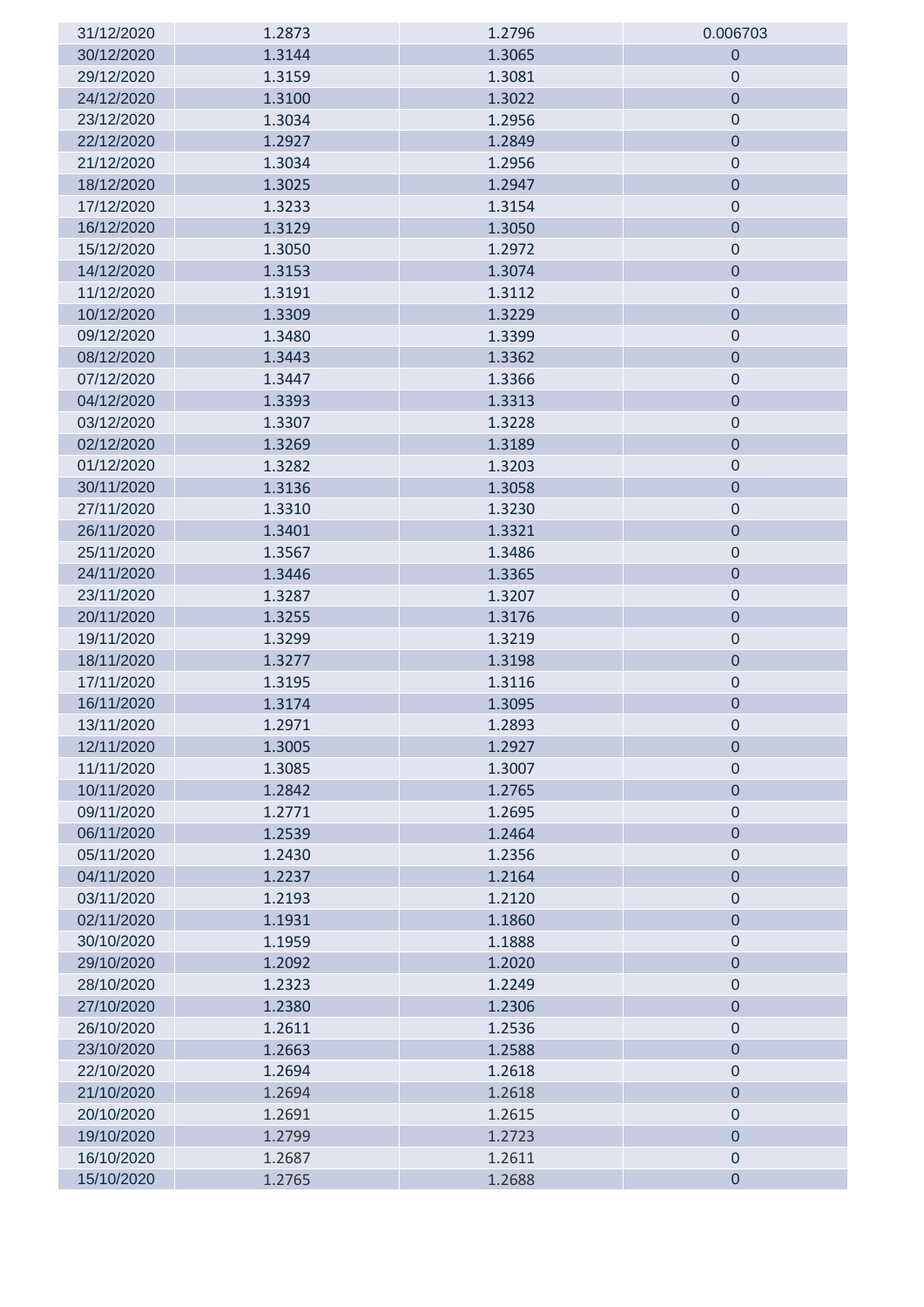| | | | |
|---|---|---|---|
| 31/12/2020 | 1.2873 | 1.2796 | 0.006703 |
| 30/12/2020 | 1.3144 | 1.3065 | 0 |
| 29/12/2020 | 1.3159 | 1.3081 | 0 |
| 24/12/2020 | 1.3100 | 1.3022 | 0 |
| 23/12/2020 | 1.3034 | 1.2956 | 0 |
| 22/12/2020 | 1.2927 | 1.2849 | 0 |
| 21/12/2020 | 1.3034 | 1.2956 | 0 |
| 18/12/2020 | 1.3025 | 1.2947 | 0 |
| 17/12/2020 | 1.3233 | 1.3154 | 0 |
| 16/12/2020 | 1.3129 | 1.3050 | 0 |
| 15/12/2020 | 1.3050 | 1.2972 | 0 |
| 14/12/2020 | 1.3153 | 1.3074 | 0 |
| 11/12/2020 | 1.3191 | 1.3112 | 0 |
| 10/12/2020 | 1.3309 | 1.3229 | 0 |
| 09/12/2020 | 1.3480 | 1.3399 | 0 |
| 08/12/2020 | 1.3443 | 1.3362 | 0 |
| 07/12/2020 | 1.3447 | 1.3366 | 0 |
| 04/12/2020 | 1.3393 | 1.3313 | 0 |
| 03/12/2020 | 1.3307 | 1.3228 | 0 |
| 02/12/2020 | 1.3269 | 1.3189 | 0 |
| 01/12/2020 | 1.3282 | 1.3203 | 0 |
| 30/11/2020 | 1.3136 | 1.3058 | 0 |
| 27/11/2020 | 1.3310 | 1.3230 | 0 |
| 26/11/2020 | 1.3401 | 1.3321 | 0 |
| 25/11/2020 | 1.3567 | 1.3486 | 0 |
| 24/11/2020 | 1.3446 | 1.3365 | 0 |
| 23/11/2020 | 1.3287 | 1.3207 | 0 |
| 20/11/2020 | 1.3255 | 1.3176 | 0 |
| 19/11/2020 | 1.3299 | 1.3219 | 0 |
| 18/11/2020 | 1.3277 | 1.3198 | 0 |
| 17/11/2020 | 1.3195 | 1.3116 | 0 |
| 16/11/2020 | 1.3174 | 1.3095 | 0 |
| 13/11/2020 | 1.2971 | 1.2893 | 0 |
| 12/11/2020 | 1.3005 | 1.2927 | 0 |
| 11/11/2020 | 1.3085 | 1.3007 | 0 |
| 10/11/2020 | 1.2842 | 1.2765 | 0 |
| 09/11/2020 | 1.2771 | 1.2695 | 0 |
| 06/11/2020 | 1.2539 | 1.2464 | 0 |
| 05/11/2020 | 1.2430 | 1.2356 | 0 |
| 04/11/2020 | 1.2237 | 1.2164 | 0 |
| 03/11/2020 | 1.2193 | 1.2120 | 0 |
| 02/11/2020 | 1.1931 | 1.1860 | 0 |
| 30/10/2020 | 1.1959 | 1.1888 | 0 |
| 29/10/2020 | 1.2092 | 1.2020 | 0 |
| 28/10/2020 | 1.2323 | 1.2249 | 0 |
| 27/10/2020 | 1.2380 | 1.2306 | 0 |
| 26/10/2020 | 1.2611 | 1.2536 | 0 |
| 23/10/2020 | 1.2663 | 1.2588 | 0 |
| 22/10/2020 | 1.2694 | 1.2618 | 0 |
| 21/10/2020 | 1.2694 | 1.2618 | 0 |
| 20/10/2020 | 1.2691 | 1.2615 | 0 |
| 19/10/2020 | 1.2799 | 1.2723 | 0 |
| 16/10/2020 | 1.2687 | 1.2611 | 0 |
| 15/10/2020 | 1.2765 | 1.2688 | 0 |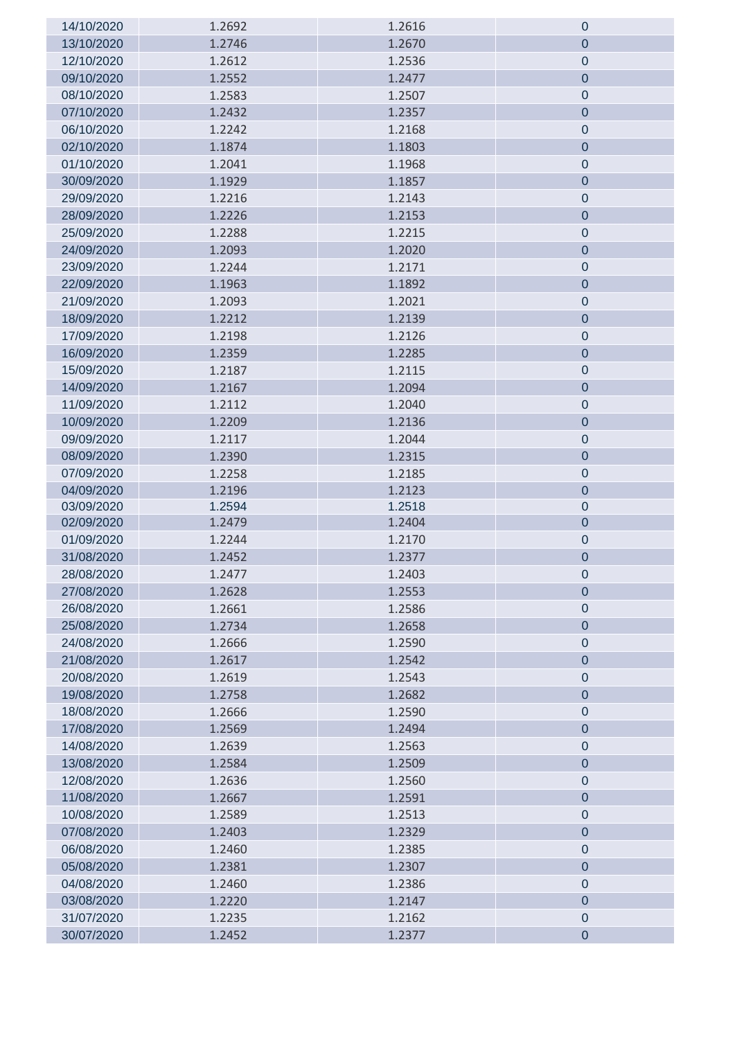| | | | |
|---|---|---|---|
| 14/10/2020 | 1.2692 | 1.2616 | 0 |
| 13/10/2020 | 1.2746 | 1.2670 | 0 |
| 12/10/2020 | 1.2612 | 1.2536 | 0 |
| 09/10/2020 | 1.2552 | 1.2477 | 0 |
| 08/10/2020 | 1.2583 | 1.2507 | 0 |
| 07/10/2020 | 1.2432 | 1.2357 | 0 |
| 06/10/2020 | 1.2242 | 1.2168 | 0 |
| 02/10/2020 | 1.1874 | 1.1803 | 0 |
| 01/10/2020 | 1.2041 | 1.1968 | 0 |
| 30/09/2020 | 1.1929 | 1.1857 | 0 |
| 29/09/2020 | 1.2216 | 1.2143 | 0 |
| 28/09/2020 | 1.2226 | 1.2153 | 0 |
| 25/09/2020 | 1.2288 | 1.2215 | 0 |
| 24/09/2020 | 1.2093 | 1.2020 | 0 |
| 23/09/2020 | 1.2244 | 1.2171 | 0 |
| 22/09/2020 | 1.1963 | 1.1892 | 0 |
| 21/09/2020 | 1.2093 | 1.2021 | 0 |
| 18/09/2020 | 1.2212 | 1.2139 | 0 |
| 17/09/2020 | 1.2198 | 1.2126 | 0 |
| 16/09/2020 | 1.2359 | 1.2285 | 0 |
| 15/09/2020 | 1.2187 | 1.2115 | 0 |
| 14/09/2020 | 1.2167 | 1.2094 | 0 |
| 11/09/2020 | 1.2112 | 1.2040 | 0 |
| 10/09/2020 | 1.2209 | 1.2136 | 0 |
| 09/09/2020 | 1.2117 | 1.2044 | 0 |
| 08/09/2020 | 1.2390 | 1.2315 | 0 |
| 07/09/2020 | 1.2258 | 1.2185 | 0 |
| 04/09/2020 | 1.2196 | 1.2123 | 0 |
| 03/09/2020 | 1.2594 | 1.2518 | 0 |
| 02/09/2020 | 1.2479 | 1.2404 | 0 |
| 01/09/2020 | 1.2244 | 1.2170 | 0 |
| 31/08/2020 | 1.2452 | 1.2377 | 0 |
| 28/08/2020 | 1.2477 | 1.2403 | 0 |
| 27/08/2020 | 1.2628 | 1.2553 | 0 |
| 26/08/2020 | 1.2661 | 1.2586 | 0 |
| 25/08/2020 | 1.2734 | 1.2658 | 0 |
| 24/08/2020 | 1.2666 | 1.2590 | 0 |
| 21/08/2020 | 1.2617 | 1.2542 | 0 |
| 20/08/2020 | 1.2619 | 1.2543 | 0 |
| 19/08/2020 | 1.2758 | 1.2682 | 0 |
| 18/08/2020 | 1.2666 | 1.2590 | 0 |
| 17/08/2020 | 1.2569 | 1.2494 | 0 |
| 14/08/2020 | 1.2639 | 1.2563 | 0 |
| 13/08/2020 | 1.2584 | 1.2509 | 0 |
| 12/08/2020 | 1.2636 | 1.2560 | 0 |
| 11/08/2020 | 1.2667 | 1.2591 | 0 |
| 10/08/2020 | 1.2589 | 1.2513 | 0 |
| 07/08/2020 | 1.2403 | 1.2329 | 0 |
| 06/08/2020 | 1.2460 | 1.2385 | 0 |
| 05/08/2020 | 1.2381 | 1.2307 | 0 |
| 04/08/2020 | 1.2460 | 1.2386 | 0 |
| 03/08/2020 | 1.2220 | 1.2147 | 0 |
| 31/07/2020 | 1.2235 | 1.2162 | 0 |
| 30/07/2020 | 1.2452 | 1.2377 | 0 |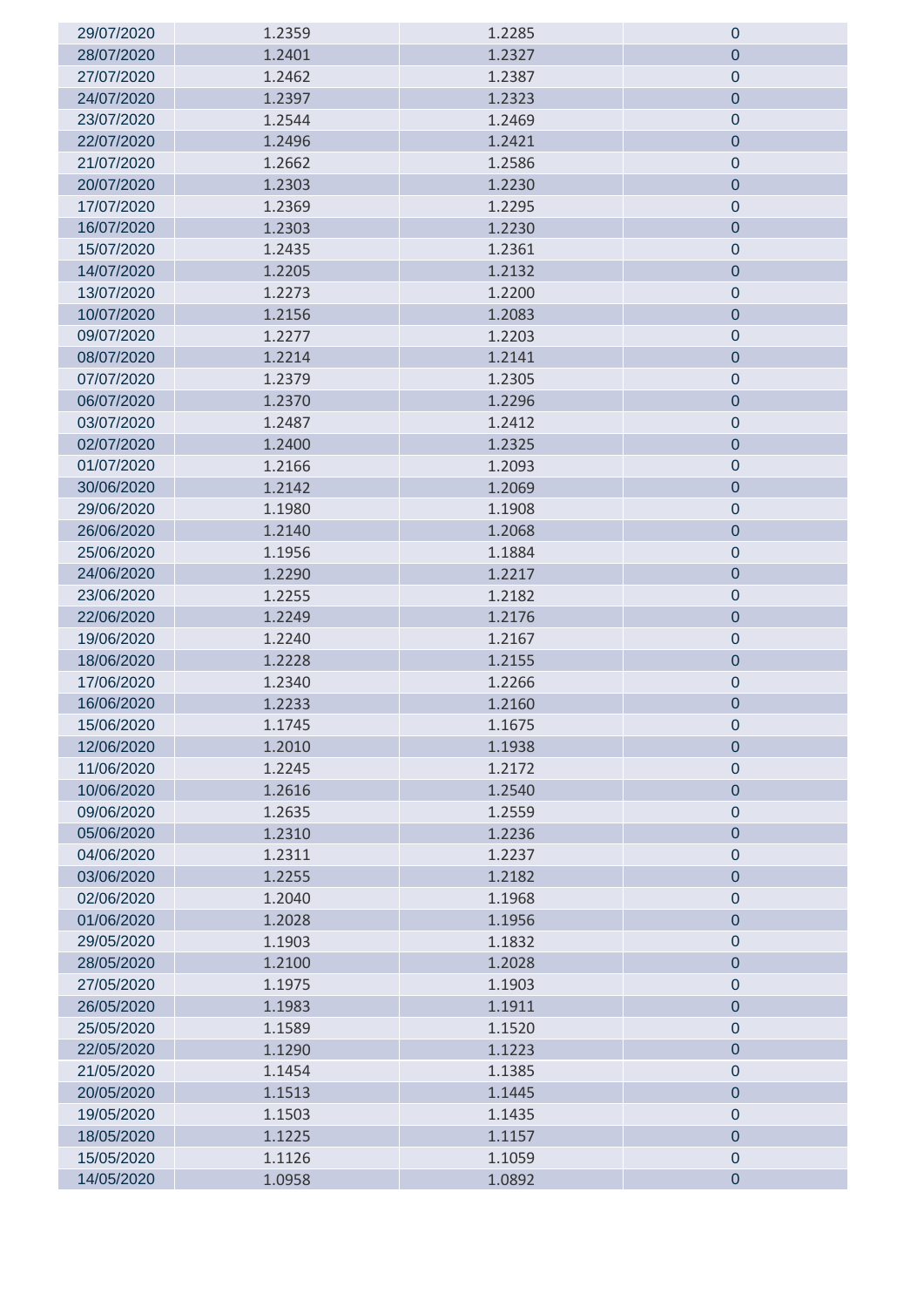| | | | |
|---|---|---|---|
| 29/07/2020 | 1.2359 | 1.2285 | 0 |
| 28/07/2020 | 1.2401 | 1.2327 | 0 |
| 27/07/2020 | 1.2462 | 1.2387 | 0 |
| 24/07/2020 | 1.2397 | 1.2323 | 0 |
| 23/07/2020 | 1.2544 | 1.2469 | 0 |
| 22/07/2020 | 1.2496 | 1.2421 | 0 |
| 21/07/2020 | 1.2662 | 1.2586 | 0 |
| 20/07/2020 | 1.2303 | 1.2230 | 0 |
| 17/07/2020 | 1.2369 | 1.2295 | 0 |
| 16/07/2020 | 1.2303 | 1.2230 | 0 |
| 15/07/2020 | 1.2435 | 1.2361 | 0 |
| 14/07/2020 | 1.2205 | 1.2132 | 0 |
| 13/07/2020 | 1.2273 | 1.2200 | 0 |
| 10/07/2020 | 1.2156 | 1.2083 | 0 |
| 09/07/2020 | 1.2277 | 1.2203 | 0 |
| 08/07/2020 | 1.2214 | 1.2141 | 0 |
| 07/07/2020 | 1.2379 | 1.2305 | 0 |
| 06/07/2020 | 1.2370 | 1.2296 | 0 |
| 03/07/2020 | 1.2487 | 1.2412 | 0 |
| 02/07/2020 | 1.2400 | 1.2325 | 0 |
| 01/07/2020 | 1.2166 | 1.2093 | 0 |
| 30/06/2020 | 1.2142 | 1.2069 | 0 |
| 29/06/2020 | 1.1980 | 1.1908 | 0 |
| 26/06/2020 | 1.2140 | 1.2068 | 0 |
| 25/06/2020 | 1.1956 | 1.1884 | 0 |
| 24/06/2020 | 1.2290 | 1.2217 | 0 |
| 23/06/2020 | 1.2255 | 1.2182 | 0 |
| 22/06/2020 | 1.2249 | 1.2176 | 0 |
| 19/06/2020 | 1.2240 | 1.2167 | 0 |
| 18/06/2020 | 1.2228 | 1.2155 | 0 |
| 17/06/2020 | 1.2340 | 1.2266 | 0 |
| 16/06/2020 | 1.2233 | 1.2160 | 0 |
| 15/06/2020 | 1.1745 | 1.1675 | 0 |
| 12/06/2020 | 1.2010 | 1.1938 | 0 |
| 11/06/2020 | 1.2245 | 1.2172 | 0 |
| 10/06/2020 | 1.2616 | 1.2540 | 0 |
| 09/06/2020 | 1.2635 | 1.2559 | 0 |
| 05/06/2020 | 1.2310 | 1.2236 | 0 |
| 04/06/2020 | 1.2311 | 1.2237 | 0 |
| 03/06/2020 | 1.2255 | 1.2182 | 0 |
| 02/06/2020 | 1.2040 | 1.1968 | 0 |
| 01/06/2020 | 1.2028 | 1.1956 | 0 |
| 29/05/2020 | 1.1903 | 1.1832 | 0 |
| 28/05/2020 | 1.2100 | 1.2028 | 0 |
| 27/05/2020 | 1.1975 | 1.1903 | 0 |
| 26/05/2020 | 1.1983 | 1.1911 | 0 |
| 25/05/2020 | 1.1589 | 1.1520 | 0 |
| 22/05/2020 | 1.1290 | 1.1223 | 0 |
| 21/05/2020 | 1.1454 | 1.1385 | 0 |
| 20/05/2020 | 1.1513 | 1.1445 | 0 |
| 19/05/2020 | 1.1503 | 1.1435 | 0 |
| 18/05/2020 | 1.1225 | 1.1157 | 0 |
| 15/05/2020 | 1.1126 | 1.1059 | 0 |
| 14/05/2020 | 1.0958 | 1.0892 | 0 |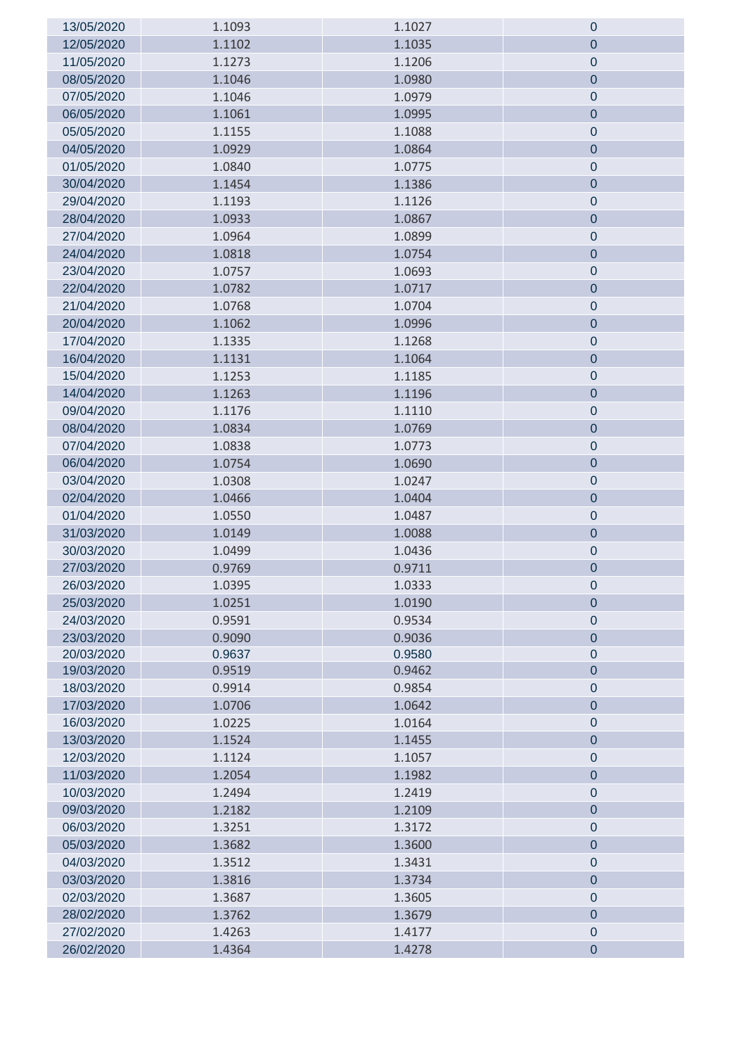| | | | |
|---|---|---|---|
| 13/05/2020 | 1.1093 | 1.1027 | 0 |
| 12/05/2020 | 1.1102 | 1.1035 | 0 |
| 11/05/2020 | 1.1273 | 1.1206 | 0 |
| 08/05/2020 | 1.1046 | 1.0980 | 0 |
| 07/05/2020 | 1.1046 | 1.0979 | 0 |
| 06/05/2020 | 1.1061 | 1.0995 | 0 |
| 05/05/2020 | 1.1155 | 1.1088 | 0 |
| 04/05/2020 | 1.0929 | 1.0864 | 0 |
| 01/05/2020 | 1.0840 | 1.0775 | 0 |
| 30/04/2020 | 1.1454 | 1.1386 | 0 |
| 29/04/2020 | 1.1193 | 1.1126 | 0 |
| 28/04/2020 | 1.0933 | 1.0867 | 0 |
| 27/04/2020 | 1.0964 | 1.0899 | 0 |
| 24/04/2020 | 1.0818 | 1.0754 | 0 |
| 23/04/2020 | 1.0757 | 1.0693 | 0 |
| 22/04/2020 | 1.0782 | 1.0717 | 0 |
| 21/04/2020 | 1.0768 | 1.0704 | 0 |
| 20/04/2020 | 1.1062 | 1.0996 | 0 |
| 17/04/2020 | 1.1335 | 1.1268 | 0 |
| 16/04/2020 | 1.1131 | 1.1064 | 0 |
| 15/04/2020 | 1.1253 | 1.1185 | 0 |
| 14/04/2020 | 1.1263 | 1.1196 | 0 |
| 09/04/2020 | 1.1176 | 1.1110 | 0 |
| 08/04/2020 | 1.0834 | 1.0769 | 0 |
| 07/04/2020 | 1.0838 | 1.0773 | 0 |
| 06/04/2020 | 1.0754 | 1.0690 | 0 |
| 03/04/2020 | 1.0308 | 1.0247 | 0 |
| 02/04/2020 | 1.0466 | 1.0404 | 0 |
| 01/04/2020 | 1.0550 | 1.0487 | 0 |
| 31/03/2020 | 1.0149 | 1.0088 | 0 |
| 30/03/2020 | 1.0499 | 1.0436 | 0 |
| 27/03/2020 | 0.9769 | 0.9711 | 0 |
| 26/03/2020 | 1.0395 | 1.0333 | 0 |
| 25/03/2020 | 1.0251 | 1.0190 | 0 |
| 24/03/2020 | 0.9591 | 0.9534 | 0 |
| 23/03/2020 | 0.9090 | 0.9036 | 0 |
| 20/03/2020 | 0.9637 | 0.9580 | 0 |
| 19/03/2020 | 0.9519 | 0.9462 | 0 |
| 18/03/2020 | 0.9914 | 0.9854 | 0 |
| 17/03/2020 | 1.0706 | 1.0642 | 0 |
| 16/03/2020 | 1.0225 | 1.0164 | 0 |
| 13/03/2020 | 1.1524 | 1.1455 | 0 |
| 12/03/2020 | 1.1124 | 1.1057 | 0 |
| 11/03/2020 | 1.2054 | 1.1982 | 0 |
| 10/03/2020 | 1.2494 | 1.2419 | 0 |
| 09/03/2020 | 1.2182 | 1.2109 | 0 |
| 06/03/2020 | 1.3251 | 1.3172 | 0 |
| 05/03/2020 | 1.3682 | 1.3600 | 0 |
| 04/03/2020 | 1.3512 | 1.3431 | 0 |
| 03/03/2020 | 1.3816 | 1.3734 | 0 |
| 02/03/2020 | 1.3687 | 1.3605 | 0 |
| 28/02/2020 | 1.3762 | 1.3679 | 0 |
| 27/02/2020 | 1.4263 | 1.4177 | 0 |
| 26/02/2020 | 1.4364 | 1.4278 | 0 |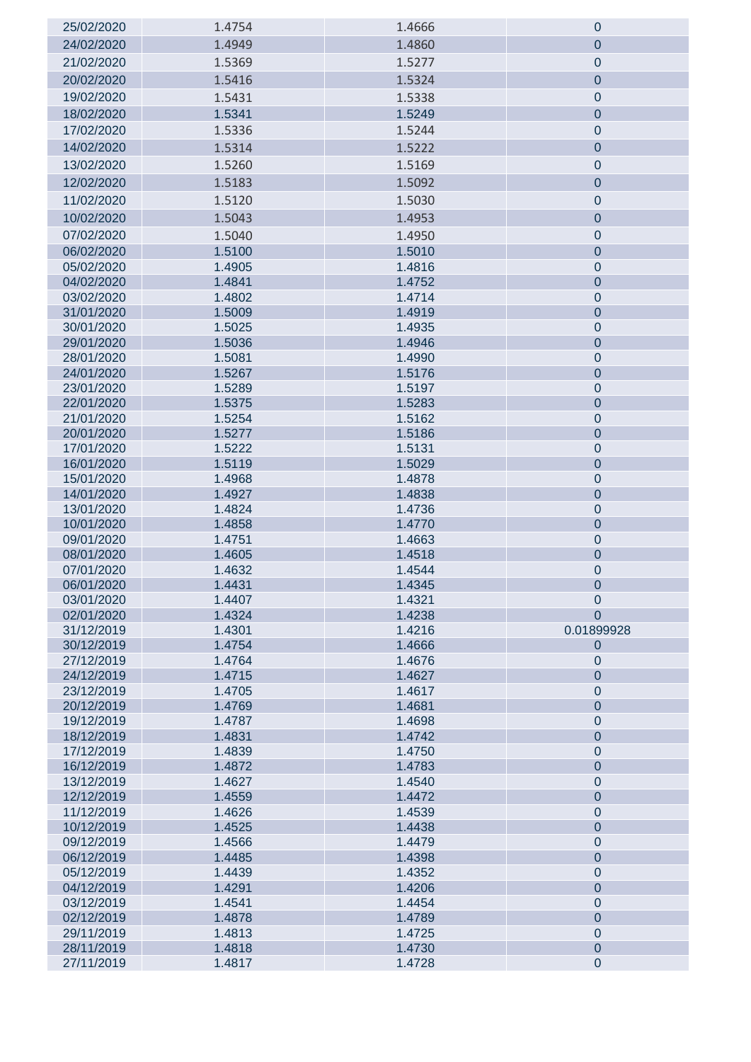| | | | |
|---|---|---|---|
| 25/02/2020 | 1.4754 | 1.4666 | 0 |
| 24/02/2020 | 1.4949 | 1.4860 | 0 |
| 21/02/2020 | 1.5369 | 1.5277 | 0 |
| 20/02/2020 | 1.5416 | 1.5324 | 0 |
| 19/02/2020 | 1.5431 | 1.5338 | 0 |
| 18/02/2020 | 1.5341 | 1.5249 | 0 |
| 17/02/2020 | 1.5336 | 1.5244 | 0 |
| 14/02/2020 | 1.5314 | 1.5222 | 0 |
| 13/02/2020 | 1.5260 | 1.5169 | 0 |
| 12/02/2020 | 1.5183 | 1.5092 | 0 |
| 11/02/2020 | 1.5120 | 1.5030 | 0 |
| 10/02/2020 | 1.5043 | 1.4953 | 0 |
| 07/02/2020 | 1.5040 | 1.4950 | 0 |
| 06/02/2020 | 1.5100 | 1.5010 | 0 |
| 05/02/2020 | 1.4905 | 1.4816 | 0 |
| 04/02/2020 | 1.4841 | 1.4752 | 0 |
| 03/02/2020 | 1.4802 | 1.4714 | 0 |
| 31/01/2020 | 1.5009 | 1.4919 | 0 |
| 30/01/2020 | 1.5025 | 1.4935 | 0 |
| 29/01/2020 | 1.5036 | 1.4946 | 0 |
| 28/01/2020 | 1.5081 | 1.4990 | 0 |
| 24/01/2020 | 1.5267 | 1.5176 | 0 |
| 23/01/2020 | 1.5289 | 1.5197 | 0 |
| 22/01/2020 | 1.5375 | 1.5283 | 0 |
| 21/01/2020 | 1.5254 | 1.5162 | 0 |
| 20/01/2020 | 1.5277 | 1.5186 | 0 |
| 17/01/2020 | 1.5222 | 1.5131 | 0 |
| 16/01/2020 | 1.5119 | 1.5029 | 0 |
| 15/01/2020 | 1.4968 | 1.4878 | 0 |
| 14/01/2020 | 1.4927 | 1.4838 | 0 |
| 13/01/2020 | 1.4824 | 1.4736 | 0 |
| 10/01/2020 | 1.4858 | 1.4770 | 0 |
| 09/01/2020 | 1.4751 | 1.4663 | 0 |
| 08/01/2020 | 1.4605 | 1.4518 | 0 |
| 07/01/2020 | 1.4632 | 1.4544 | 0 |
| 06/01/2020 | 1.4431 | 1.4345 | 0 |
| 03/01/2020 | 1.4407 | 1.4321 | 0 |
| 02/01/2020 | 1.4324 | 1.4238 | 0 |
| 31/12/2019 | 1.4301 | 1.4216 | 0.01899928 |
| 30/12/2019 | 1.4754 | 1.4666 | 0 |
| 27/12/2019 | 1.4764 | 1.4676 | 0 |
| 24/12/2019 | 1.4715 | 1.4627 | 0 |
| 23/12/2019 | 1.4705 | 1.4617 | 0 |
| 20/12/2019 | 1.4769 | 1.4681 | 0 |
| 19/12/2019 | 1.4787 | 1.4698 | 0 |
| 18/12/2019 | 1.4831 | 1.4742 | 0 |
| 17/12/2019 | 1.4839 | 1.4750 | 0 |
| 16/12/2019 | 1.4872 | 1.4783 | 0 |
| 13/12/2019 | 1.4627 | 1.4540 | 0 |
| 12/12/2019 | 1.4559 | 1.4472 | 0 |
| 11/12/2019 | 1.4626 | 1.4539 | 0 |
| 10/12/2019 | 1.4525 | 1.4438 | 0 |
| 09/12/2019 | 1.4566 | 1.4479 | 0 |
| 06/12/2019 | 1.4485 | 1.4398 | 0 |
| 05/12/2019 | 1.4439 | 1.4352 | 0 |
| 04/12/2019 | 1.4291 | 1.4206 | 0 |
| 03/12/2019 | 1.4541 | 1.4454 | 0 |
| 02/12/2019 | 1.4878 | 1.4789 | 0 |
| 29/11/2019 | 1.4813 | 1.4725 | 0 |
| 28/11/2019 | 1.4818 | 1.4730 | 0 |
| 27/11/2019 | 1.4817 | 1.4728 | 0 |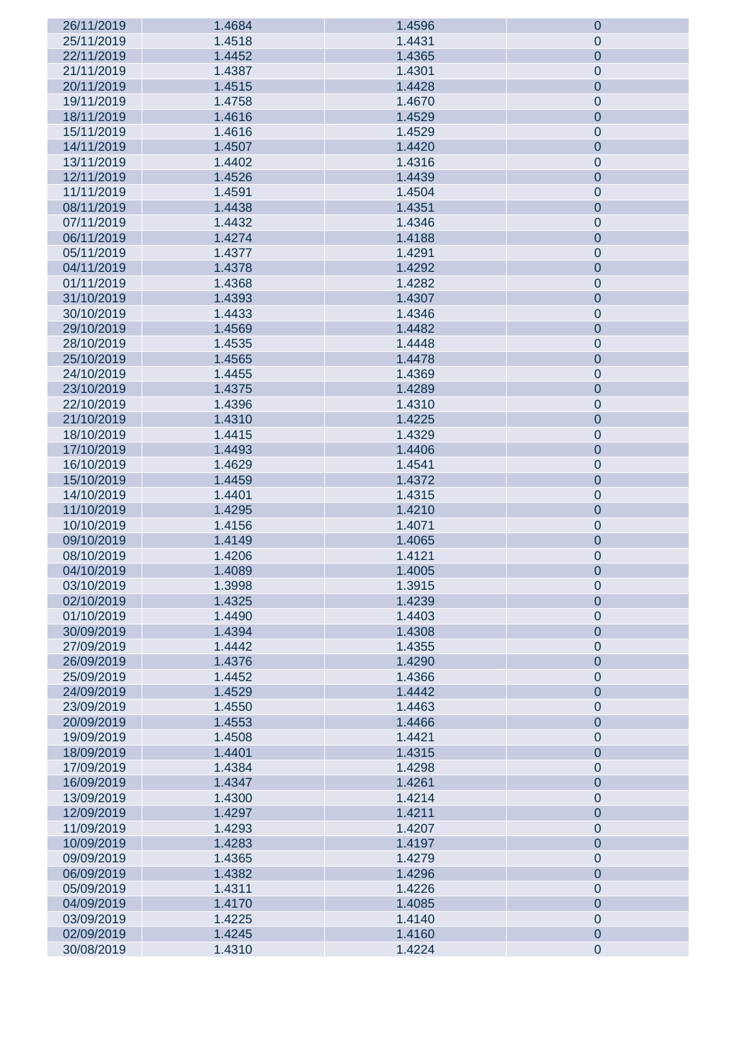| 26/11/2019 | 1.4684 | 1.4596 | 0 |
|---|---|---|---|
| 25/11/2019 | 1.4518 | 1.4431 | 0 |
| 22/11/2019 | 1.4452 | 1.4365 | 0 |
| 21/11/2019 | 1.4387 | 1.4301 | 0 |
| 20/11/2019 | 1.4515 | 1.4428 | 0 |
| 19/11/2019 | 1.4758 | 1.4670 | 0 |
| 18/11/2019 | 1.4616 | 1.4529 | 0 |
| 15/11/2019 | 1.4616 | 1.4529 | 0 |
| 14/11/2019 | 1.4507 | 1.4420 | 0 |
| 13/11/2019 | 1.4402 | 1.4316 | 0 |
| 12/11/2019 | 1.4526 | 1.4439 | 0 |
| 11/11/2019 | 1.4591 | 1.4504 | 0 |
| 08/11/2019 | 1.4438 | 1.4351 | 0 |
| 07/11/2019 | 1.4432 | 1.4346 | 0 |
| 06/11/2019 | 1.4274 | 1.4188 | 0 |
| 05/11/2019 | 1.4377 | 1.4291 | 0 |
| 04/11/2019 | 1.4378 | 1.4292 | 0 |
| 01/11/2019 | 1.4368 | 1.4282 | 0 |
| 31/10/2019 | 1.4393 | 1.4307 | 0 |
| 30/10/2019 | 1.4433 | 1.4346 | 0 |
| 29/10/2019 | 1.4569 | 1.4482 | 0 |
| 28/10/2019 | 1.4535 | 1.4448 | 0 |
| 25/10/2019 | 1.4565 | 1.4478 | 0 |
| 24/10/2019 | 1.4455 | 1.4369 | 0 |
| 23/10/2019 | 1.4375 | 1.4289 | 0 |
| 22/10/2019 | 1.4396 | 1.4310 | 0 |
| 21/10/2019 | 1.4310 | 1.4225 | 0 |
| 18/10/2019 | 1.4415 | 1.4329 | 0 |
| 17/10/2019 | 1.4493 | 1.4406 | 0 |
| 16/10/2019 | 1.4629 | 1.4541 | 0 |
| 15/10/2019 | 1.4459 | 1.4372 | 0 |
| 14/10/2019 | 1.4401 | 1.4315 | 0 |
| 11/10/2019 | 1.4295 | 1.4210 | 0 |
| 10/10/2019 | 1.4156 | 1.4071 | 0 |
| 09/10/2019 | 1.4149 | 1.4065 | 0 |
| 08/10/2019 | 1.4206 | 1.4121 | 0 |
| 04/10/2019 | 1.4089 | 1.4005 | 0 |
| 03/10/2019 | 1.3998 | 1.3915 | 0 |
| 02/10/2019 | 1.4325 | 1.4239 | 0 |
| 01/10/2019 | 1.4490 | 1.4403 | 0 |
| 30/09/2019 | 1.4394 | 1.4308 | 0 |
| 27/09/2019 | 1.4442 | 1.4355 | 0 |
| 26/09/2019 | 1.4376 | 1.4290 | 0 |
| 25/09/2019 | 1.4452 | 1.4366 | 0 |
| 24/09/2019 | 1.4529 | 1.4442 | 0 |
| 23/09/2019 | 1.4550 | 1.4463 | 0 |
| 20/09/2019 | 1.4553 | 1.4466 | 0 |
| 19/09/2019 | 1.4508 | 1.4421 | 0 |
| 18/09/2019 | 1.4401 | 1.4315 | 0 |
| 17/09/2019 | 1.4384 | 1.4298 | 0 |
| 16/09/2019 | 1.4347 | 1.4261 | 0 |
| 13/09/2019 | 1.4300 | 1.4214 | 0 |
| 12/09/2019 | 1.4297 | 1.4211 | 0 |
| 11/09/2019 | 1.4293 | 1.4207 | 0 |
| 10/09/2019 | 1.4283 | 1.4197 | 0 |
| 09/09/2019 | 1.4365 | 1.4279 | 0 |
| 06/09/2019 | 1.4382 | 1.4296 | 0 |
| 05/09/2019 | 1.4311 | 1.4226 | 0 |
| 04/09/2019 | 1.4170 | 1.4085 | 0 |
| 03/09/2019 | 1.4225 | 1.4140 | 0 |
| 02/09/2019 | 1.4245 | 1.4160 | 0 |
| 30/08/2019 | 1.4310 | 1.4224 | 0 |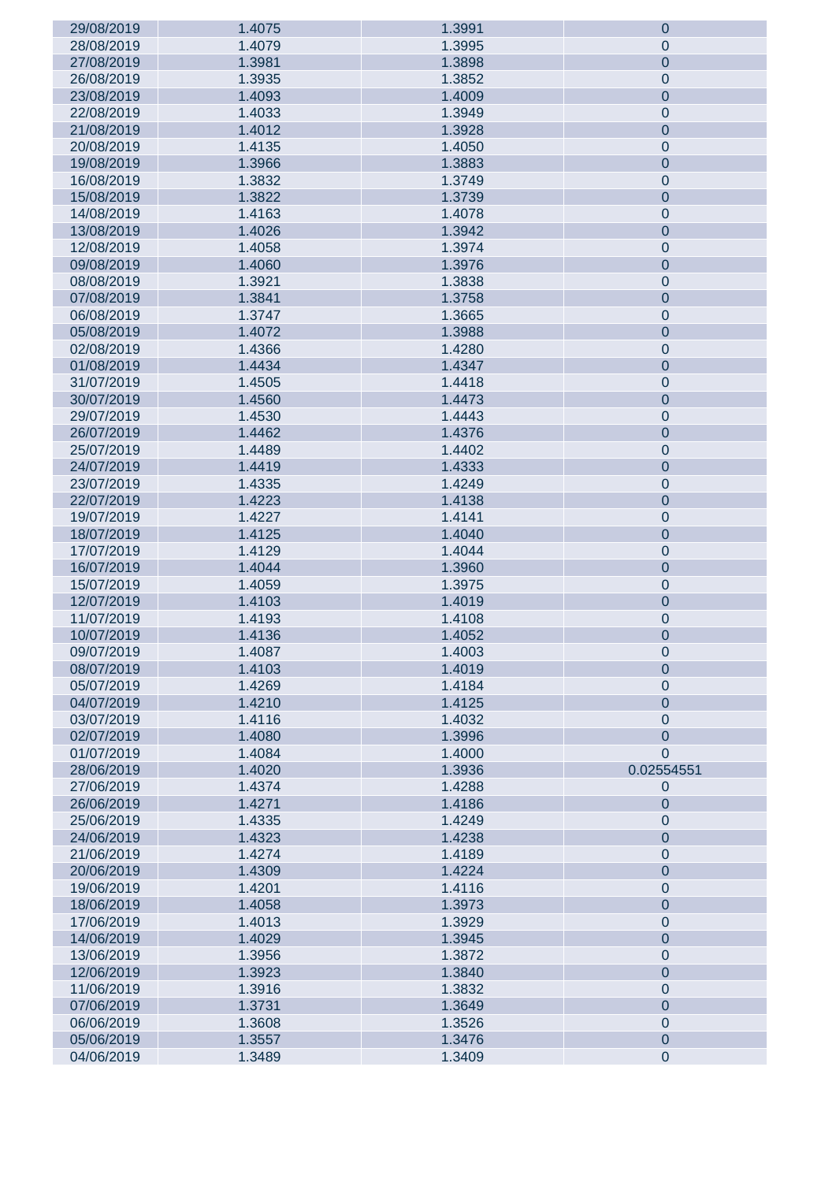| | | | |
|---|---|---|---|
| 29/08/2019 | 1.4075 | 1.3991 | 0 |
| 28/08/2019 | 1.4079 | 1.3995 | 0 |
| 27/08/2019 | 1.3981 | 1.3898 | 0 |
| 26/08/2019 | 1.3935 | 1.3852 | 0 |
| 23/08/2019 | 1.4093 | 1.4009 | 0 |
| 22/08/2019 | 1.4033 | 1.3949 | 0 |
| 21/08/2019 | 1.4012 | 1.3928 | 0 |
| 20/08/2019 | 1.4135 | 1.4050 | 0 |
| 19/08/2019 | 1.3966 | 1.3883 | 0 |
| 16/08/2019 | 1.3832 | 1.3749 | 0 |
| 15/08/2019 | 1.3822 | 1.3739 | 0 |
| 14/08/2019 | 1.4163 | 1.4078 | 0 |
| 13/08/2019 | 1.4026 | 1.3942 | 0 |
| 12/08/2019 | 1.4058 | 1.3974 | 0 |
| 09/08/2019 | 1.4060 | 1.3976 | 0 |
| 08/08/2019 | 1.3921 | 1.3838 | 0 |
| 07/08/2019 | 1.3841 | 1.3758 | 0 |
| 06/08/2019 | 1.3747 | 1.3665 | 0 |
| 05/08/2019 | 1.4072 | 1.3988 | 0 |
| 02/08/2019 | 1.4366 | 1.4280 | 0 |
| 01/08/2019 | 1.4434 | 1.4347 | 0 |
| 31/07/2019 | 1.4505 | 1.4418 | 0 |
| 30/07/2019 | 1.4560 | 1.4473 | 0 |
| 29/07/2019 | 1.4530 | 1.4443 | 0 |
| 26/07/2019 | 1.4462 | 1.4376 | 0 |
| 25/07/2019 | 1.4489 | 1.4402 | 0 |
| 24/07/2019 | 1.4419 | 1.4333 | 0 |
| 23/07/2019 | 1.4335 | 1.4249 | 0 |
| 22/07/2019 | 1.4223 | 1.4138 | 0 |
| 19/07/2019 | 1.4227 | 1.4141 | 0 |
| 18/07/2019 | 1.4125 | 1.4040 | 0 |
| 17/07/2019 | 1.4129 | 1.4044 | 0 |
| 16/07/2019 | 1.4044 | 1.3960 | 0 |
| 15/07/2019 | 1.4059 | 1.3975 | 0 |
| 12/07/2019 | 1.4103 | 1.4019 | 0 |
| 11/07/2019 | 1.4193 | 1.4108 | 0 |
| 10/07/2019 | 1.4136 | 1.4052 | 0 |
| 09/07/2019 | 1.4087 | 1.4003 | 0 |
| 08/07/2019 | 1.4103 | 1.4019 | 0 |
| 05/07/2019 | 1.4269 | 1.4184 | 0 |
| 04/07/2019 | 1.4210 | 1.4125 | 0 |
| 03/07/2019 | 1.4116 | 1.4032 | 0 |
| 02/07/2019 | 1.4080 | 1.3996 | 0 |
| 01/07/2019 | 1.4084 | 1.4000 | 0 |
| 28/06/2019 | 1.4020 | 1.3936 | 0.02554551 |
| 27/06/2019 | 1.4374 | 1.4288 | 0 |
| 26/06/2019 | 1.4271 | 1.4186 | 0 |
| 25/06/2019 | 1.4335 | 1.4249 | 0 |
| 24/06/2019 | 1.4323 | 1.4238 | 0 |
| 21/06/2019 | 1.4274 | 1.4189 | 0 |
| 20/06/2019 | 1.4309 | 1.4224 | 0 |
| 19/06/2019 | 1.4201 | 1.4116 | 0 |
| 18/06/2019 | 1.4058 | 1.3973 | 0 |
| 17/06/2019 | 1.4013 | 1.3929 | 0 |
| 14/06/2019 | 1.4029 | 1.3945 | 0 |
| 13/06/2019 | 1.3956 | 1.3872 | 0 |
| 12/06/2019 | 1.3923 | 1.3840 | 0 |
| 11/06/2019 | 1.3916 | 1.3832 | 0 |
| 07/06/2019 | 1.3731 | 1.3649 | 0 |
| 06/06/2019 | 1.3608 | 1.3526 | 0 |
| 05/06/2019 | 1.3557 | 1.3476 | 0 |
| 04/06/2019 | 1.3489 | 1.3409 | 0 |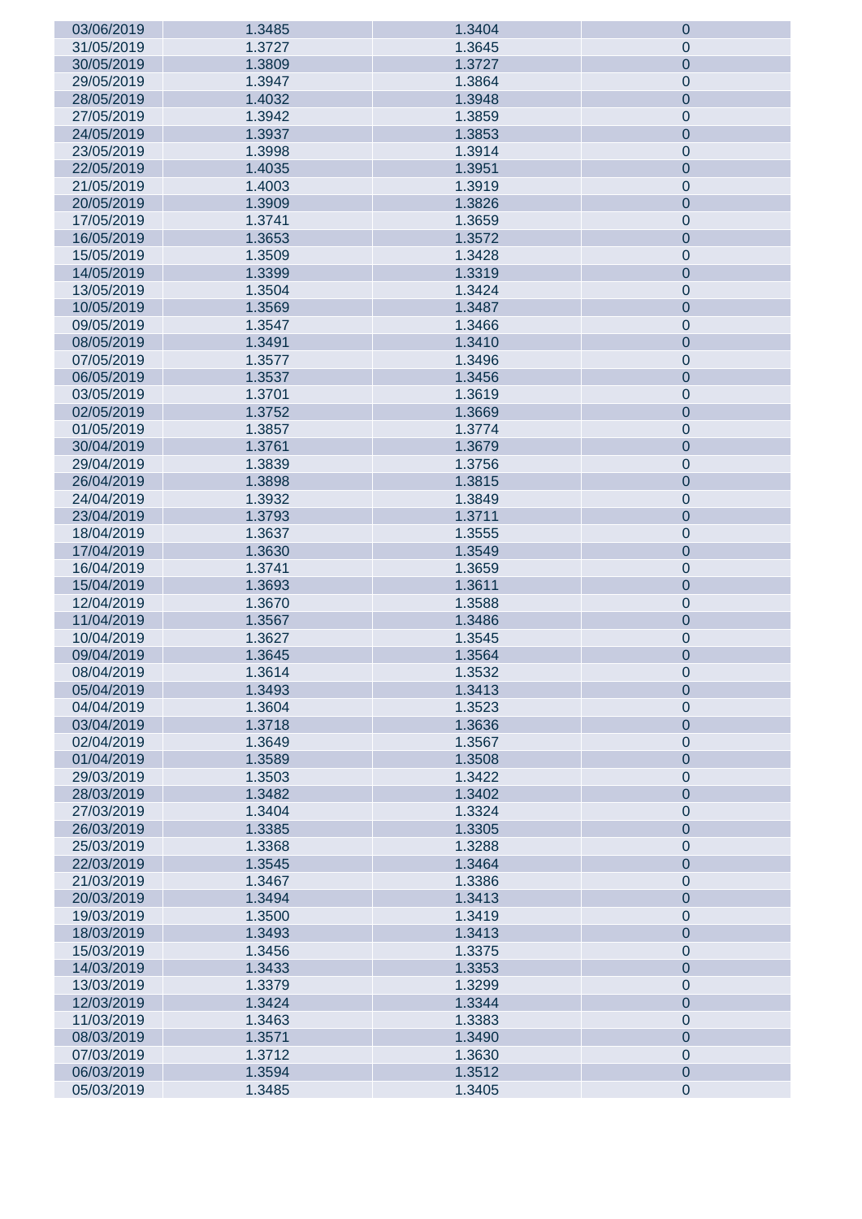| | | | |
|---|---|---|---|
| 03/06/2019 | 1.3485 | 1.3404 | 0 |
| 31/05/2019 | 1.3727 | 1.3645 | 0 |
| 30/05/2019 | 1.3809 | 1.3727 | 0 |
| 29/05/2019 | 1.3947 | 1.3864 | 0 |
| 28/05/2019 | 1.4032 | 1.3948 | 0 |
| 27/05/2019 | 1.3942 | 1.3859 | 0 |
| 24/05/2019 | 1.3937 | 1.3853 | 0 |
| 23/05/2019 | 1.3998 | 1.3914 | 0 |
| 22/05/2019 | 1.4035 | 1.3951 | 0 |
| 21/05/2019 | 1.4003 | 1.3919 | 0 |
| 20/05/2019 | 1.3909 | 1.3826 | 0 |
| 17/05/2019 | 1.3741 | 1.3659 | 0 |
| 16/05/2019 | 1.3653 | 1.3572 | 0 |
| 15/05/2019 | 1.3509 | 1.3428 | 0 |
| 14/05/2019 | 1.3399 | 1.3319 | 0 |
| 13/05/2019 | 1.3504 | 1.3424 | 0 |
| 10/05/2019 | 1.3569 | 1.3487 | 0 |
| 09/05/2019 | 1.3547 | 1.3466 | 0 |
| 08/05/2019 | 1.3491 | 1.3410 | 0 |
| 07/05/2019 | 1.3577 | 1.3496 | 0 |
| 06/05/2019 | 1.3537 | 1.3456 | 0 |
| 03/05/2019 | 1.3701 | 1.3619 | 0 |
| 02/05/2019 | 1.3752 | 1.3669 | 0 |
| 01/05/2019 | 1.3857 | 1.3774 | 0 |
| 30/04/2019 | 1.3761 | 1.3679 | 0 |
| 29/04/2019 | 1.3839 | 1.3756 | 0 |
| 26/04/2019 | 1.3898 | 1.3815 | 0 |
| 24/04/2019 | 1.3932 | 1.3849 | 0 |
| 23/04/2019 | 1.3793 | 1.3711 | 0 |
| 18/04/2019 | 1.3637 | 1.3555 | 0 |
| 17/04/2019 | 1.3630 | 1.3549 | 0 |
| 16/04/2019 | 1.3741 | 1.3659 | 0 |
| 15/04/2019 | 1.3693 | 1.3611 | 0 |
| 12/04/2019 | 1.3670 | 1.3588 | 0 |
| 11/04/2019 | 1.3567 | 1.3486 | 0 |
| 10/04/2019 | 1.3627 | 1.3545 | 0 |
| 09/04/2019 | 1.3645 | 1.3564 | 0 |
| 08/04/2019 | 1.3614 | 1.3532 | 0 |
| 05/04/2019 | 1.3493 | 1.3413 | 0 |
| 04/04/2019 | 1.3604 | 1.3523 | 0 |
| 03/04/2019 | 1.3718 | 1.3636 | 0 |
| 02/04/2019 | 1.3649 | 1.3567 | 0 |
| 01/04/2019 | 1.3589 | 1.3508 | 0 |
| 29/03/2019 | 1.3503 | 1.3422 | 0 |
| 28/03/2019 | 1.3482 | 1.3402 | 0 |
| 27/03/2019 | 1.3404 | 1.3324 | 0 |
| 26/03/2019 | 1.3385 | 1.3305 | 0 |
| 25/03/2019 | 1.3368 | 1.3288 | 0 |
| 22/03/2019 | 1.3545 | 1.3464 | 0 |
| 21/03/2019 | 1.3467 | 1.3386 | 0 |
| 20/03/2019 | 1.3494 | 1.3413 | 0 |
| 19/03/2019 | 1.3500 | 1.3419 | 0 |
| 18/03/2019 | 1.3493 | 1.3413 | 0 |
| 15/03/2019 | 1.3456 | 1.3375 | 0 |
| 14/03/2019 | 1.3433 | 1.3353 | 0 |
| 13/03/2019 | 1.3379 | 1.3299 | 0 |
| 12/03/2019 | 1.3424 | 1.3344 | 0 |
| 11/03/2019 | 1.3463 | 1.3383 | 0 |
| 08/03/2019 | 1.3571 | 1.3490 | 0 |
| 07/03/2019 | 1.3712 | 1.3630 | 0 |
| 06/03/2019 | 1.3594 | 1.3512 | 0 |
| 05/03/2019 | 1.3485 | 1.3405 | 0 |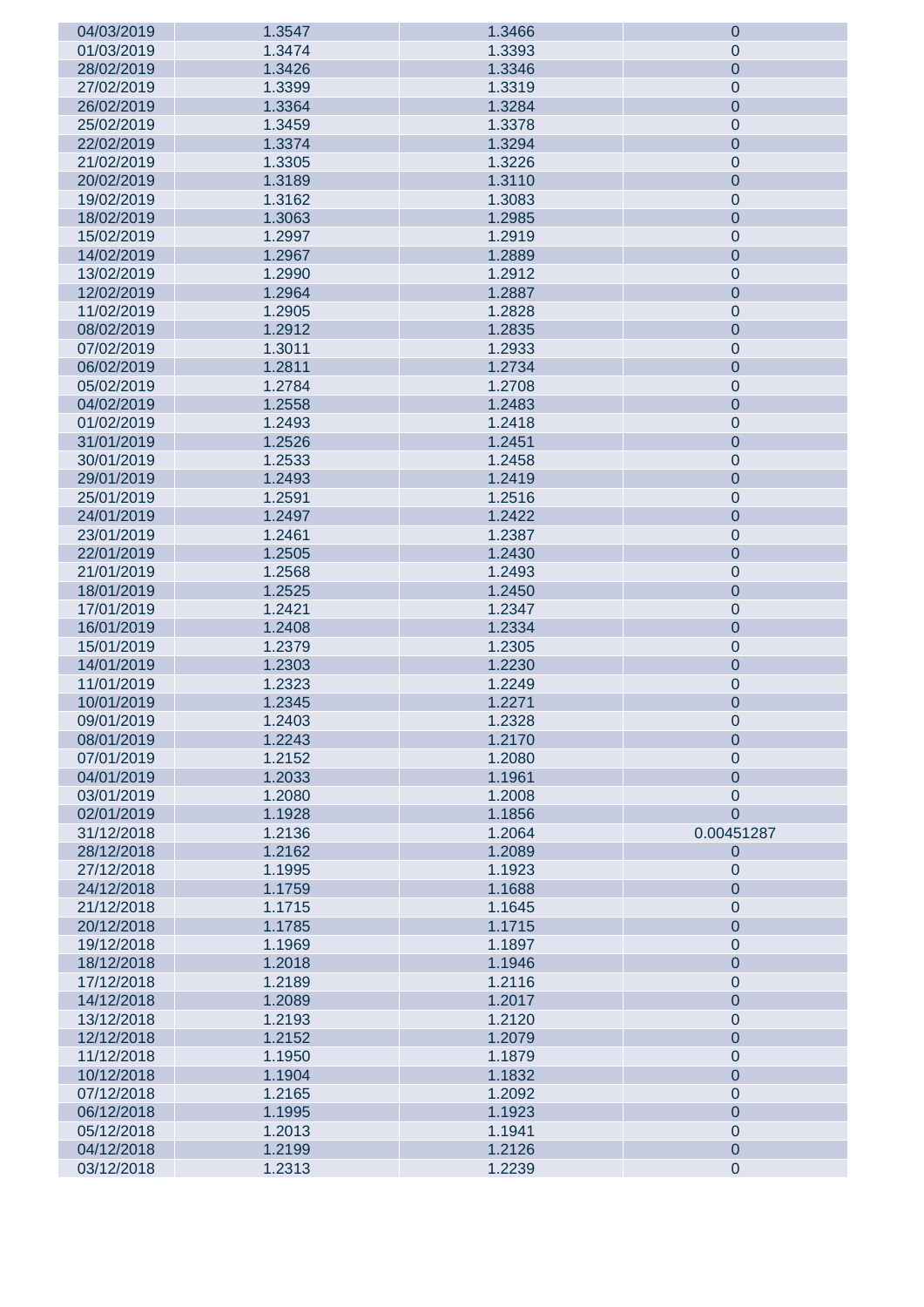| | | | |
|---|---|---|---|
| 04/03/2019 | 1.3547 | 1.3466 | 0 |
| 01/03/2019 | 1.3474 | 1.3393 | 0 |
| 28/02/2019 | 1.3426 | 1.3346 | 0 |
| 27/02/2019 | 1.3399 | 1.3319 | 0 |
| 26/02/2019 | 1.3364 | 1.3284 | 0 |
| 25/02/2019 | 1.3459 | 1.3378 | 0 |
| 22/02/2019 | 1.3374 | 1.3294 | 0 |
| 21/02/2019 | 1.3305 | 1.3226 | 0 |
| 20/02/2019 | 1.3189 | 1.3110 | 0 |
| 19/02/2019 | 1.3162 | 1.3083 | 0 |
| 18/02/2019 | 1.3063 | 1.2985 | 0 |
| 15/02/2019 | 1.2997 | 1.2919 | 0 |
| 14/02/2019 | 1.2967 | 1.2889 | 0 |
| 13/02/2019 | 1.2990 | 1.2912 | 0 |
| 12/02/2019 | 1.2964 | 1.2887 | 0 |
| 11/02/2019 | 1.2905 | 1.2828 | 0 |
| 08/02/2019 | 1.2912 | 1.2835 | 0 |
| 07/02/2019 | 1.3011 | 1.2933 | 0 |
| 06/02/2019 | 1.2811 | 1.2734 | 0 |
| 05/02/2019 | 1.2784 | 1.2708 | 0 |
| 04/02/2019 | 1.2558 | 1.2483 | 0 |
| 01/02/2019 | 1.2493 | 1.2418 | 0 |
| 31/01/2019 | 1.2526 | 1.2451 | 0 |
| 30/01/2019 | 1.2533 | 1.2458 | 0 |
| 29/01/2019 | 1.2493 | 1.2419 | 0 |
| 25/01/2019 | 1.2591 | 1.2516 | 0 |
| 24/01/2019 | 1.2497 | 1.2422 | 0 |
| 23/01/2019 | 1.2461 | 1.2387 | 0 |
| 22/01/2019 | 1.2505 | 1.2430 | 0 |
| 21/01/2019 | 1.2568 | 1.2493 | 0 |
| 18/01/2019 | 1.2525 | 1.2450 | 0 |
| 17/01/2019 | 1.2421 | 1.2347 | 0 |
| 16/01/2019 | 1.2408 | 1.2334 | 0 |
| 15/01/2019 | 1.2379 | 1.2305 | 0 |
| 14/01/2019 | 1.2303 | 1.2230 | 0 |
| 11/01/2019 | 1.2323 | 1.2249 | 0 |
| 10/01/2019 | 1.2345 | 1.2271 | 0 |
| 09/01/2019 | 1.2403 | 1.2328 | 0 |
| 08/01/2019 | 1.2243 | 1.2170 | 0 |
| 07/01/2019 | 1.2152 | 1.2080 | 0 |
| 04/01/2019 | 1.2033 | 1.1961 | 0 |
| 03/01/2019 | 1.2080 | 1.2008 | 0 |
| 02/01/2019 | 1.1928 | 1.1856 | 0 |
| 31/12/2018 | 1.2136 | 1.2064 | 0.00451287 |
| 28/12/2018 | 1.2162 | 1.2089 | 0 |
| 27/12/2018 | 1.1995 | 1.1923 | 0 |
| 24/12/2018 | 1.1759 | 1.1688 | 0 |
| 21/12/2018 | 1.1715 | 1.1645 | 0 |
| 20/12/2018 | 1.1785 | 1.1715 | 0 |
| 19/12/2018 | 1.1969 | 1.1897 | 0 |
| 18/12/2018 | 1.2018 | 1.1946 | 0 |
| 17/12/2018 | 1.2189 | 1.2116 | 0 |
| 14/12/2018 | 1.2089 | 1.2017 | 0 |
| 13/12/2018 | 1.2193 | 1.2120 | 0 |
| 12/12/2018 | 1.2152 | 1.2079 | 0 |
| 11/12/2018 | 1.1950 | 1.1879 | 0 |
| 10/12/2018 | 1.1904 | 1.1832 | 0 |
| 07/12/2018 | 1.2165 | 1.2092 | 0 |
| 06/12/2018 | 1.1995 | 1.1923 | 0 |
| 05/12/2018 | 1.2013 | 1.1941 | 0 |
| 04/12/2018 | 1.2199 | 1.2126 | 0 |
| 03/12/2018 | 1.2313 | 1.2239 | 0 |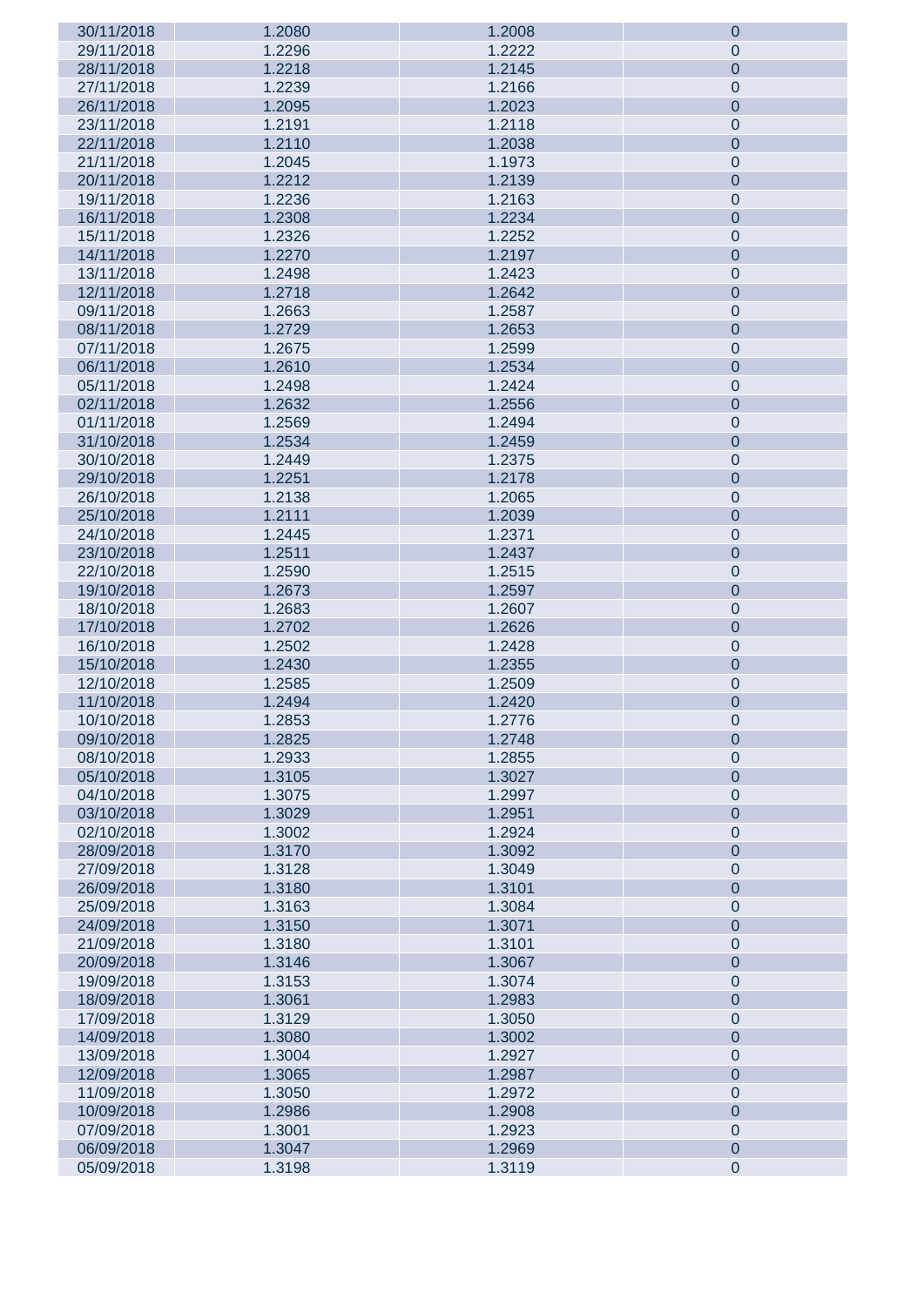| | | | |
|---|---|---|---|
| 30/11/2018 | 1.2080 | 1.2008 | 0 |
| 29/11/2018 | 1.2296 | 1.2222 | 0 |
| 28/11/2018 | 1.2218 | 1.2145 | 0 |
| 27/11/2018 | 1.2239 | 1.2166 | 0 |
| 26/11/2018 | 1.2095 | 1.2023 | 0 |
| 23/11/2018 | 1.2191 | 1.2118 | 0 |
| 22/11/2018 | 1.2110 | 1.2038 | 0 |
| 21/11/2018 | 1.2045 | 1.1973 | 0 |
| 20/11/2018 | 1.2212 | 1.2139 | 0 |
| 19/11/2018 | 1.2236 | 1.2163 | 0 |
| 16/11/2018 | 1.2308 | 1.2234 | 0 |
| 15/11/2018 | 1.2326 | 1.2252 | 0 |
| 14/11/2018 | 1.2270 | 1.2197 | 0 |
| 13/11/2018 | 1.2498 | 1.2423 | 0 |
| 12/11/2018 | 1.2718 | 1.2642 | 0 |
| 09/11/2018 | 1.2663 | 1.2587 | 0 |
| 08/11/2018 | 1.2729 | 1.2653 | 0 |
| 07/11/2018 | 1.2675 | 1.2599 | 0 |
| 06/11/2018 | 1.2610 | 1.2534 | 0 |
| 05/11/2018 | 1.2498 | 1.2424 | 0 |
| 02/11/2018 | 1.2632 | 1.2556 | 0 |
| 01/11/2018 | 1.2569 | 1.2494 | 0 |
| 31/10/2018 | 1.2534 | 1.2459 | 0 |
| 30/10/2018 | 1.2449 | 1.2375 | 0 |
| 29/10/2018 | 1.2251 | 1.2178 | 0 |
| 26/10/2018 | 1.2138 | 1.2065 | 0 |
| 25/10/2018 | 1.2111 | 1.2039 | 0 |
| 24/10/2018 | 1.2445 | 1.2371 | 0 |
| 23/10/2018 | 1.2511 | 1.2437 | 0 |
| 22/10/2018 | 1.2590 | 1.2515 | 0 |
| 19/10/2018 | 1.2673 | 1.2597 | 0 |
| 18/10/2018 | 1.2683 | 1.2607 | 0 |
| 17/10/2018 | 1.2702 | 1.2626 | 0 |
| 16/10/2018 | 1.2502 | 1.2428 | 0 |
| 15/10/2018 | 1.2430 | 1.2355 | 0 |
| 12/10/2018 | 1.2585 | 1.2509 | 0 |
| 11/10/2018 | 1.2494 | 1.2420 | 0 |
| 10/10/2018 | 1.2853 | 1.2776 | 0 |
| 09/10/2018 | 1.2825 | 1.2748 | 0 |
| 08/10/2018 | 1.2933 | 1.2855 | 0 |
| 05/10/2018 | 1.3105 | 1.3027 | 0 |
| 04/10/2018 | 1.3075 | 1.2997 | 0 |
| 03/10/2018 | 1.3029 | 1.2951 | 0 |
| 02/10/2018 | 1.3002 | 1.2924 | 0 |
| 28/09/2018 | 1.3170 | 1.3092 | 0 |
| 27/09/2018 | 1.3128 | 1.3049 | 0 |
| 26/09/2018 | 1.3180 | 1.3101 | 0 |
| 25/09/2018 | 1.3163 | 1.3084 | 0 |
| 24/09/2018 | 1.3150 | 1.3071 | 0 |
| 21/09/2018 | 1.3180 | 1.3101 | 0 |
| 20/09/2018 | 1.3146 | 1.3067 | 0 |
| 19/09/2018 | 1.3153 | 1.3074 | 0 |
| 18/09/2018 | 1.3061 | 1.2983 | 0 |
| 17/09/2018 | 1.3129 | 1.3050 | 0 |
| 14/09/2018 | 1.3080 | 1.3002 | 0 |
| 13/09/2018 | 1.3004 | 1.2927 | 0 |
| 12/09/2018 | 1.3065 | 1.2987 | 0 |
| 11/09/2018 | 1.3050 | 1.2972 | 0 |
| 10/09/2018 | 1.2986 | 1.2908 | 0 |
| 07/09/2018 | 1.3001 | 1.2923 | 0 |
| 06/09/2018 | 1.3047 | 1.2969 | 0 |
| 05/09/2018 | 1.3198 | 1.3119 | 0 |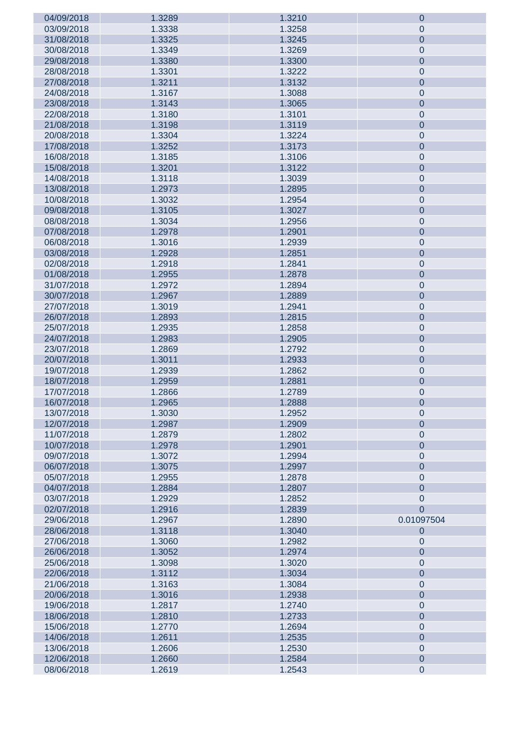| | | | |
|---|---|---|---|
| 04/09/2018 | 1.3289 | 1.3210 | 0 |
| 03/09/2018 | 1.3338 | 1.3258 | 0 |
| 31/08/2018 | 1.3325 | 1.3245 | 0 |
| 30/08/2018 | 1.3349 | 1.3269 | 0 |
| 29/08/2018 | 1.3380 | 1.3300 | 0 |
| 28/08/2018 | 1.3301 | 1.3222 | 0 |
| 27/08/2018 | 1.3211 | 1.3132 | 0 |
| 24/08/2018 | 1.3167 | 1.3088 | 0 |
| 23/08/2018 | 1.3143 | 1.3065 | 0 |
| 22/08/2018 | 1.3180 | 1.3101 | 0 |
| 21/08/2018 | 1.3198 | 1.3119 | 0 |
| 20/08/2018 | 1.3304 | 1.3224 | 0 |
| 17/08/2018 | 1.3252 | 1.3173 | 0 |
| 16/08/2018 | 1.3185 | 1.3106 | 0 |
| 15/08/2018 | 1.3201 | 1.3122 | 0 |
| 14/08/2018 | 1.3118 | 1.3039 | 0 |
| 13/08/2018 | 1.2973 | 1.2895 | 0 |
| 10/08/2018 | 1.3032 | 1.2954 | 0 |
| 09/08/2018 | 1.3105 | 1.3027 | 0 |
| 08/08/2018 | 1.3034 | 1.2956 | 0 |
| 07/08/2018 | 1.2978 | 1.2901 | 0 |
| 06/08/2018 | 1.3016 | 1.2939 | 0 |
| 03/08/2018 | 1.2928 | 1.2851 | 0 |
| 02/08/2018 | 1.2918 | 1.2841 | 0 |
| 01/08/2018 | 1.2955 | 1.2878 | 0 |
| 31/07/2018 | 1.2972 | 1.2894 | 0 |
| 30/07/2018 | 1.2967 | 1.2889 | 0 |
| 27/07/2018 | 1.3019 | 1.2941 | 0 |
| 26/07/2018 | 1.2893 | 1.2815 | 0 |
| 25/07/2018 | 1.2935 | 1.2858 | 0 |
| 24/07/2018 | 1.2983 | 1.2905 | 0 |
| 23/07/2018 | 1.2869 | 1.2792 | 0 |
| 20/07/2018 | 1.3011 | 1.2933 | 0 |
| 19/07/2018 | 1.2939 | 1.2862 | 0 |
| 18/07/2018 | 1.2959 | 1.2881 | 0 |
| 17/07/2018 | 1.2866 | 1.2789 | 0 |
| 16/07/2018 | 1.2965 | 1.2888 | 0 |
| 13/07/2018 | 1.3030 | 1.2952 | 0 |
| 12/07/2018 | 1.2987 | 1.2909 | 0 |
| 11/07/2018 | 1.2879 | 1.2802 | 0 |
| 10/07/2018 | 1.2978 | 1.2901 | 0 |
| 09/07/2018 | 1.3072 | 1.2994 | 0 |
| 06/07/2018 | 1.3075 | 1.2997 | 0 |
| 05/07/2018 | 1.2955 | 1.2878 | 0 |
| 04/07/2018 | 1.2884 | 1.2807 | 0 |
| 03/07/2018 | 1.2929 | 1.2852 | 0 |
| 02/07/2018 | 1.2916 | 1.2839 | 0 |
| 29/06/2018 | 1.2967 | 1.2890 | 0.01097504 |
| 28/06/2018 | 1.3118 | 1.3040 | 0 |
| 27/06/2018 | 1.3060 | 1.2982 | 0 |
| 26/06/2018 | 1.3052 | 1.2974 | 0 |
| 25/06/2018 | 1.3098 | 1.3020 | 0 |
| 22/06/2018 | 1.3112 | 1.3034 | 0 |
| 21/06/2018 | 1.3163 | 1.3084 | 0 |
| 20/06/2018 | 1.3016 | 1.2938 | 0 |
| 19/06/2018 | 1.2817 | 1.2740 | 0 |
| 18/06/2018 | 1.2810 | 1.2733 | 0 |
| 15/06/2018 | 1.2770 | 1.2694 | 0 |
| 14/06/2018 | 1.2611 | 1.2535 | 0 |
| 13/06/2018 | 1.2606 | 1.2530 | 0 |
| 12/06/2018 | 1.2660 | 1.2584 | 0 |
| 08/06/2018 | 1.2619 | 1.2543 | 0 |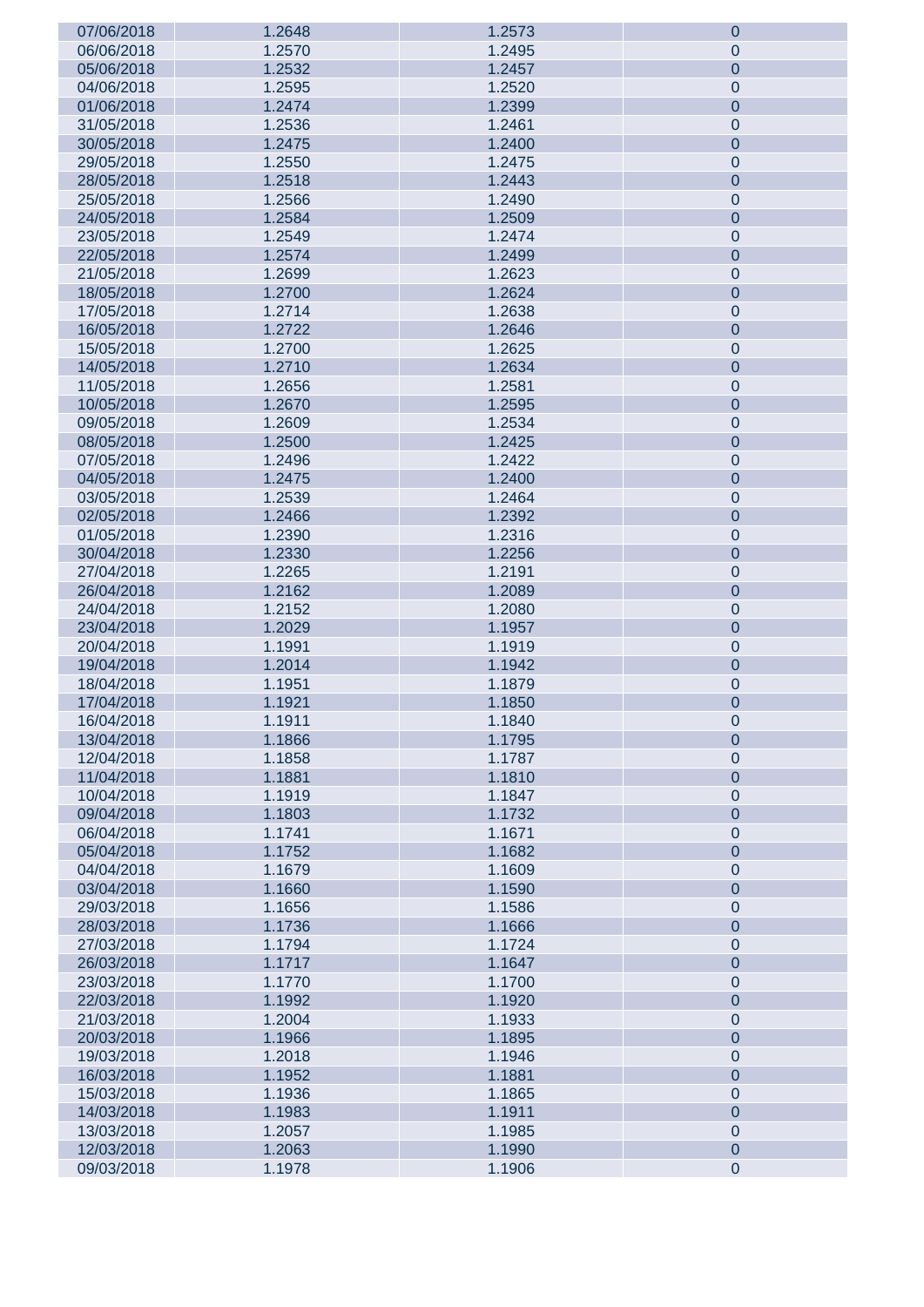| | | | |
|---|---|---|---|
| 07/06/2018 | 1.2648 | 1.2573 | 0 |
| 06/06/2018 | 1.2570 | 1.2495 | 0 |
| 05/06/2018 | 1.2532 | 1.2457 | 0 |
| 04/06/2018 | 1.2595 | 1.2520 | 0 |
| 01/06/2018 | 1.2474 | 1.2399 | 0 |
| 31/05/2018 | 1.2536 | 1.2461 | 0 |
| 30/05/2018 | 1.2475 | 1.2400 | 0 |
| 29/05/2018 | 1.2550 | 1.2475 | 0 |
| 28/05/2018 | 1.2518 | 1.2443 | 0 |
| 25/05/2018 | 1.2566 | 1.2490 | 0 |
| 24/05/2018 | 1.2584 | 1.2509 | 0 |
| 23/05/2018 | 1.2549 | 1.2474 | 0 |
| 22/05/2018 | 1.2574 | 1.2499 | 0 |
| 21/05/2018 | 1.2699 | 1.2623 | 0 |
| 18/05/2018 | 1.2700 | 1.2624 | 0 |
| 17/05/2018 | 1.2714 | 1.2638 | 0 |
| 16/05/2018 | 1.2722 | 1.2646 | 0 |
| 15/05/2018 | 1.2700 | 1.2625 | 0 |
| 14/05/2018 | 1.2710 | 1.2634 | 0 |
| 11/05/2018 | 1.2656 | 1.2581 | 0 |
| 10/05/2018 | 1.2670 | 1.2595 | 0 |
| 09/05/2018 | 1.2609 | 1.2534 | 0 |
| 08/05/2018 | 1.2500 | 1.2425 | 0 |
| 07/05/2018 | 1.2496 | 1.2422 | 0 |
| 04/05/2018 | 1.2475 | 1.2400 | 0 |
| 03/05/2018 | 1.2539 | 1.2464 | 0 |
| 02/05/2018 | 1.2466 | 1.2392 | 0 |
| 01/05/2018 | 1.2390 | 1.2316 | 0 |
| 30/04/2018 | 1.2330 | 1.2256 | 0 |
| 27/04/2018 | 1.2265 | 1.2191 | 0 |
| 26/04/2018 | 1.2162 | 1.2089 | 0 |
| 24/04/2018 | 1.2152 | 1.2080 | 0 |
| 23/04/2018 | 1.2029 | 1.1957 | 0 |
| 20/04/2018 | 1.1991 | 1.1919 | 0 |
| 19/04/2018 | 1.2014 | 1.1942 | 0 |
| 18/04/2018 | 1.1951 | 1.1879 | 0 |
| 17/04/2018 | 1.1921 | 1.1850 | 0 |
| 16/04/2018 | 1.1911 | 1.1840 | 0 |
| 13/04/2018 | 1.1866 | 1.1795 | 0 |
| 12/04/2018 | 1.1858 | 1.1787 | 0 |
| 11/04/2018 | 1.1881 | 1.1810 | 0 |
| 10/04/2018 | 1.1919 | 1.1847 | 0 |
| 09/04/2018 | 1.1803 | 1.1732 | 0 |
| 06/04/2018 | 1.1741 | 1.1671 | 0 |
| 05/04/2018 | 1.1752 | 1.1682 | 0 |
| 04/04/2018 | 1.1679 | 1.1609 | 0 |
| 03/04/2018 | 1.1660 | 1.1590 | 0 |
| 29/03/2018 | 1.1656 | 1.1586 | 0 |
| 28/03/2018 | 1.1736 | 1.1666 | 0 |
| 27/03/2018 | 1.1794 | 1.1724 | 0 |
| 26/03/2018 | 1.1717 | 1.1647 | 0 |
| 23/03/2018 | 1.1770 | 1.1700 | 0 |
| 22/03/2018 | 1.1992 | 1.1920 | 0 |
| 21/03/2018 | 1.2004 | 1.1933 | 0 |
| 20/03/2018 | 1.1966 | 1.1895 | 0 |
| 19/03/2018 | 1.2018 | 1.1946 | 0 |
| 16/03/2018 | 1.1952 | 1.1881 | 0 |
| 15/03/2018 | 1.1936 | 1.1865 | 0 |
| 14/03/2018 | 1.1983 | 1.1911 | 0 |
| 13/03/2018 | 1.2057 | 1.1985 | 0 |
| 12/03/2018 | 1.2063 | 1.1990 | 0 |
| 09/03/2018 | 1.1978 | 1.1906 | 0 |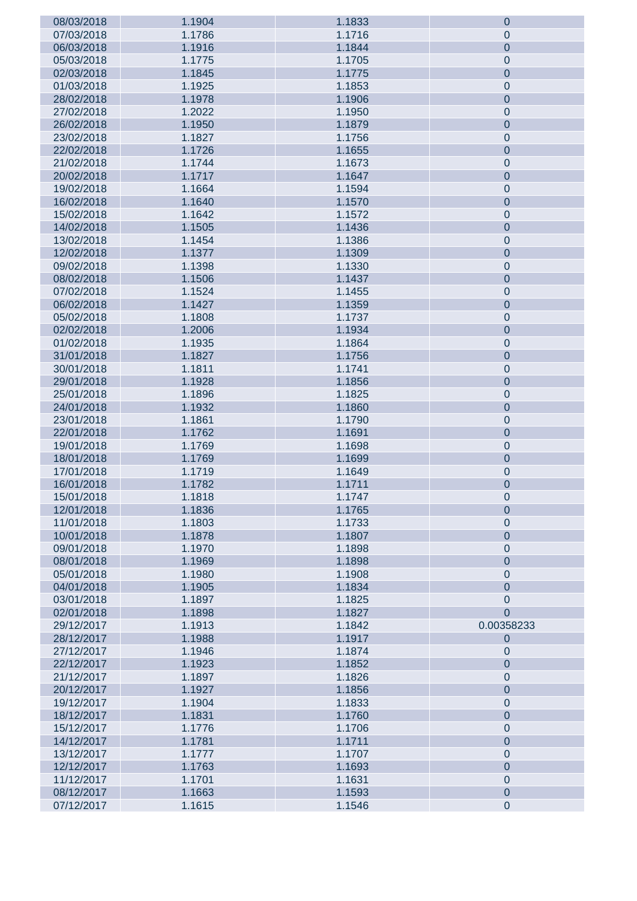| | | | |
|---|---|---|---|
| 08/03/2018 | 1.1904 | 1.1833 | 0 |
| 07/03/2018 | 1.1786 | 1.1716 | 0 |
| 06/03/2018 | 1.1916 | 1.1844 | 0 |
| 05/03/2018 | 1.1775 | 1.1705 | 0 |
| 02/03/2018 | 1.1845 | 1.1775 | 0 |
| 01/03/2018 | 1.1925 | 1.1853 | 0 |
| 28/02/2018 | 1.1978 | 1.1906 | 0 |
| 27/02/2018 | 1.2022 | 1.1950 | 0 |
| 26/02/2018 | 1.1950 | 1.1879 | 0 |
| 23/02/2018 | 1.1827 | 1.1756 | 0 |
| 22/02/2018 | 1.1726 | 1.1655 | 0 |
| 21/02/2018 | 1.1744 | 1.1673 | 0 |
| 20/02/2018 | 1.1717 | 1.1647 | 0 |
| 19/02/2018 | 1.1664 | 1.1594 | 0 |
| 16/02/2018 | 1.1640 | 1.1570 | 0 |
| 15/02/2018 | 1.1642 | 1.1572 | 0 |
| 14/02/2018 | 1.1505 | 1.1436 | 0 |
| 13/02/2018 | 1.1454 | 1.1386 | 0 |
| 12/02/2018 | 1.1377 | 1.1309 | 0 |
| 09/02/2018 | 1.1398 | 1.1330 | 0 |
| 08/02/2018 | 1.1506 | 1.1437 | 0 |
| 07/02/2018 | 1.1524 | 1.1455 | 0 |
| 06/02/2018 | 1.1427 | 1.1359 | 0 |
| 05/02/2018 | 1.1808 | 1.1737 | 0 |
| 02/02/2018 | 1.2006 | 1.1934 | 0 |
| 01/02/2018 | 1.1935 | 1.1864 | 0 |
| 31/01/2018 | 1.1827 | 1.1756 | 0 |
| 30/01/2018 | 1.1811 | 1.1741 | 0 |
| 29/01/2018 | 1.1928 | 1.1856 | 0 |
| 25/01/2018 | 1.1896 | 1.1825 | 0 |
| 24/01/2018 | 1.1932 | 1.1860 | 0 |
| 23/01/2018 | 1.1861 | 1.1790 | 0 |
| 22/01/2018 | 1.1762 | 1.1691 | 0 |
| 19/01/2018 | 1.1769 | 1.1698 | 0 |
| 18/01/2018 | 1.1769 | 1.1699 | 0 |
| 17/01/2018 | 1.1719 | 1.1649 | 0 |
| 16/01/2018 | 1.1782 | 1.1711 | 0 |
| 15/01/2018 | 1.1818 | 1.1747 | 0 |
| 12/01/2018 | 1.1836 | 1.1765 | 0 |
| 11/01/2018 | 1.1803 | 1.1733 | 0 |
| 10/01/2018 | 1.1878 | 1.1807 | 0 |
| 09/01/2018 | 1.1970 | 1.1898 | 0 |
| 08/01/2018 | 1.1969 | 1.1898 | 0 |
| 05/01/2018 | 1.1980 | 1.1908 | 0 |
| 04/01/2018 | 1.1905 | 1.1834 | 0 |
| 03/01/2018 | 1.1897 | 1.1825 | 0 |
| 02/01/2018 | 1.1898 | 1.1827 | 0 |
| 29/12/2017 | 1.1913 | 1.1842 | 0.00358233 |
| 28/12/2017 | 1.1988 | 1.1917 | 0 |
| 27/12/2017 | 1.1946 | 1.1874 | 0 |
| 22/12/2017 | 1.1923 | 1.1852 | 0 |
| 21/12/2017 | 1.1897 | 1.1826 | 0 |
| 20/12/2017 | 1.1927 | 1.1856 | 0 |
| 19/12/2017 | 1.1904 | 1.1833 | 0 |
| 18/12/2017 | 1.1831 | 1.1760 | 0 |
| 15/12/2017 | 1.1776 | 1.1706 | 0 |
| 14/12/2017 | 1.1781 | 1.1711 | 0 |
| 13/12/2017 | 1.1777 | 1.1707 | 0 |
| 12/12/2017 | 1.1763 | 1.1693 | 0 |
| 11/12/2017 | 1.1701 | 1.1631 | 0 |
| 08/12/2017 | 1.1663 | 1.1593 | 0 |
| 07/12/2017 | 1.1615 | 1.1546 | 0 |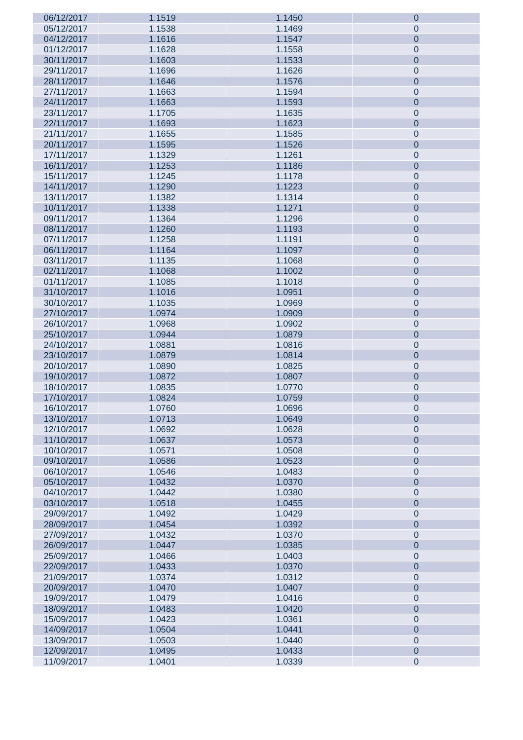| | | | |
|---|---|---|---|
| 06/12/2017 | 1.1519 | 1.1450 | 0 |
| 05/12/2017 | 1.1538 | 1.1469 | 0 |
| 04/12/2017 | 1.1616 | 1.1547 | 0 |
| 01/12/2017 | 1.1628 | 1.1558 | 0 |
| 30/11/2017 | 1.1603 | 1.1533 | 0 |
| 29/11/2017 | 1.1696 | 1.1626 | 0 |
| 28/11/2017 | 1.1646 | 1.1576 | 0 |
| 27/11/2017 | 1.1663 | 1.1594 | 0 |
| 24/11/2017 | 1.1663 | 1.1593 | 0 |
| 23/11/2017 | 1.1705 | 1.1635 | 0 |
| 22/11/2017 | 1.1693 | 1.1623 | 0 |
| 21/11/2017 | 1.1655 | 1.1585 | 0 |
| 20/11/2017 | 1.1595 | 1.1526 | 0 |
| 17/11/2017 | 1.1329 | 1.1261 | 0 |
| 16/11/2017 | 1.1253 | 1.1186 | 0 |
| 15/11/2017 | 1.1245 | 1.1178 | 0 |
| 14/11/2017 | 1.1290 | 1.1223 | 0 |
| 13/11/2017 | 1.1382 | 1.1314 | 0 |
| 10/11/2017 | 1.1338 | 1.1271 | 0 |
| 09/11/2017 | 1.1364 | 1.1296 | 0 |
| 08/11/2017 | 1.1260 | 1.1193 | 0 |
| 07/11/2017 | 1.1258 | 1.1191 | 0 |
| 06/11/2017 | 1.1164 | 1.1097 | 0 |
| 03/11/2017 | 1.1135 | 1.1068 | 0 |
| 02/11/2017 | 1.1068 | 1.1002 | 0 |
| 01/11/2017 | 1.1085 | 1.1018 | 0 |
| 31/10/2017 | 1.1016 | 1.0951 | 0 |
| 30/10/2017 | 1.1035 | 1.0969 | 0 |
| 27/10/2017 | 1.0974 | 1.0909 | 0 |
| 26/10/2017 | 1.0968 | 1.0902 | 0 |
| 25/10/2017 | 1.0944 | 1.0879 | 0 |
| 24/10/2017 | 1.0881 | 1.0816 | 0 |
| 23/10/2017 | 1.0879 | 1.0814 | 0 |
| 20/10/2017 | 1.0890 | 1.0825 | 0 |
| 19/10/2017 | 1.0872 | 1.0807 | 0 |
| 18/10/2017 | 1.0835 | 1.0770 | 0 |
| 17/10/2017 | 1.0824 | 1.0759 | 0 |
| 16/10/2017 | 1.0760 | 1.0696 | 0 |
| 13/10/2017 | 1.0713 | 1.0649 | 0 |
| 12/10/2017 | 1.0692 | 1.0628 | 0 |
| 11/10/2017 | 1.0637 | 1.0573 | 0 |
| 10/10/2017 | 1.0571 | 1.0508 | 0 |
| 09/10/2017 | 1.0586 | 1.0523 | 0 |
| 06/10/2017 | 1.0546 | 1.0483 | 0 |
| 05/10/2017 | 1.0432 | 1.0370 | 0 |
| 04/10/2017 | 1.0442 | 1.0380 | 0 |
| 03/10/2017 | 1.0518 | 1.0455 | 0 |
| 29/09/2017 | 1.0492 | 1.0429 | 0 |
| 28/09/2017 | 1.0454 | 1.0392 | 0 |
| 27/09/2017 | 1.0432 | 1.0370 | 0 |
| 26/09/2017 | 1.0447 | 1.0385 | 0 |
| 25/09/2017 | 1.0466 | 1.0403 | 0 |
| 22/09/2017 | 1.0433 | 1.0370 | 0 |
| 21/09/2017 | 1.0374 | 1.0312 | 0 |
| 20/09/2017 | 1.0470 | 1.0407 | 0 |
| 19/09/2017 | 1.0479 | 1.0416 | 0 |
| 18/09/2017 | 1.0483 | 1.0420 | 0 |
| 15/09/2017 | 1.0423 | 1.0361 | 0 |
| 14/09/2017 | 1.0504 | 1.0441 | 0 |
| 13/09/2017 | 1.0503 | 1.0440 | 0 |
| 12/09/2017 | 1.0495 | 1.0433 | 0 |
| 11/09/2017 | 1.0401 | 1.0339 | 0 |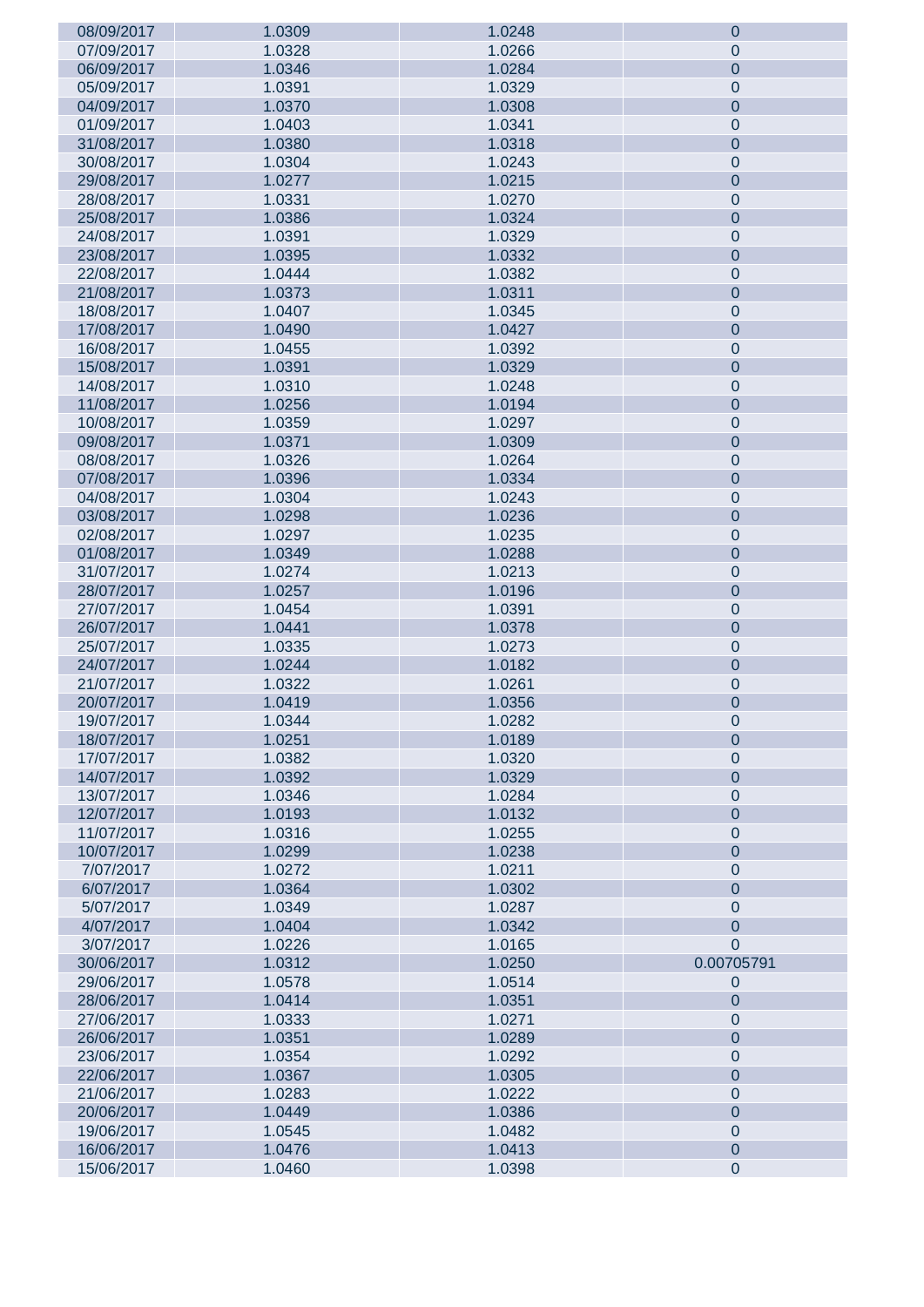| | | | |
|---|---|---|---|
| 08/09/2017 | 1.0309 | 1.0248 | 0 |
| 07/09/2017 | 1.0328 | 1.0266 | 0 |
| 06/09/2017 | 1.0346 | 1.0284 | 0 |
| 05/09/2017 | 1.0391 | 1.0329 | 0 |
| 04/09/2017 | 1.0370 | 1.0308 | 0 |
| 01/09/2017 | 1.0403 | 1.0341 | 0 |
| 31/08/2017 | 1.0380 | 1.0318 | 0 |
| 30/08/2017 | 1.0304 | 1.0243 | 0 |
| 29/08/2017 | 1.0277 | 1.0215 | 0 |
| 28/08/2017 | 1.0331 | 1.0270 | 0 |
| 25/08/2017 | 1.0386 | 1.0324 | 0 |
| 24/08/2017 | 1.0391 | 1.0329 | 0 |
| 23/08/2017 | 1.0395 | 1.0332 | 0 |
| 22/08/2017 | 1.0444 | 1.0382 | 0 |
| 21/08/2017 | 1.0373 | 1.0311 | 0 |
| 18/08/2017 | 1.0407 | 1.0345 | 0 |
| 17/08/2017 | 1.0490 | 1.0427 | 0 |
| 16/08/2017 | 1.0455 | 1.0392 | 0 |
| 15/08/2017 | 1.0391 | 1.0329 | 0 |
| 14/08/2017 | 1.0310 | 1.0248 | 0 |
| 11/08/2017 | 1.0256 | 1.0194 | 0 |
| 10/08/2017 | 1.0359 | 1.0297 | 0 |
| 09/08/2017 | 1.0371 | 1.0309 | 0 |
| 08/08/2017 | 1.0326 | 1.0264 | 0 |
| 07/08/2017 | 1.0396 | 1.0334 | 0 |
| 04/08/2017 | 1.0304 | 1.0243 | 0 |
| 03/08/2017 | 1.0298 | 1.0236 | 0 |
| 02/08/2017 | 1.0297 | 1.0235 | 0 |
| 01/08/2017 | 1.0349 | 1.0288 | 0 |
| 31/07/2017 | 1.0274 | 1.0213 | 0 |
| 28/07/2017 | 1.0257 | 1.0196 | 0 |
| 27/07/2017 | 1.0454 | 1.0391 | 0 |
| 26/07/2017 | 1.0441 | 1.0378 | 0 |
| 25/07/2017 | 1.0335 | 1.0273 | 0 |
| 24/07/2017 | 1.0244 | 1.0182 | 0 |
| 21/07/2017 | 1.0322 | 1.0261 | 0 |
| 20/07/2017 | 1.0419 | 1.0356 | 0 |
| 19/07/2017 | 1.0344 | 1.0282 | 0 |
| 18/07/2017 | 1.0251 | 1.0189 | 0 |
| 17/07/2017 | 1.0382 | 1.0320 | 0 |
| 14/07/2017 | 1.0392 | 1.0329 | 0 |
| 13/07/2017 | 1.0346 | 1.0284 | 0 |
| 12/07/2017 | 1.0193 | 1.0132 | 0 |
| 11/07/2017 | 1.0316 | 1.0255 | 0 |
| 10/07/2017 | 1.0299 | 1.0238 | 0 |
| 7/07/2017 | 1.0272 | 1.0211 | 0 |
| 6/07/2017 | 1.0364 | 1.0302 | 0 |
| 5/07/2017 | 1.0349 | 1.0287 | 0 |
| 4/07/2017 | 1.0404 | 1.0342 | 0 |
| 3/07/2017 | 1.0226 | 1.0165 | 0 |
| 30/06/2017 | 1.0312 | 1.0250 | 0.00705791 |
| 29/06/2017 | 1.0578 | 1.0514 | 0 |
| 28/06/2017 | 1.0414 | 1.0351 | 0 |
| 27/06/2017 | 1.0333 | 1.0271 | 0 |
| 26/06/2017 | 1.0351 | 1.0289 | 0 |
| 23/06/2017 | 1.0354 | 1.0292 | 0 |
| 22/06/2017 | 1.0367 | 1.0305 | 0 |
| 21/06/2017 | 1.0283 | 1.0222 | 0 |
| 20/06/2017 | 1.0449 | 1.0386 | 0 |
| 19/06/2017 | 1.0545 | 1.0482 | 0 |
| 16/06/2017 | 1.0476 | 1.0413 | 0 |
| 15/06/2017 | 1.0460 | 1.0398 | 0 |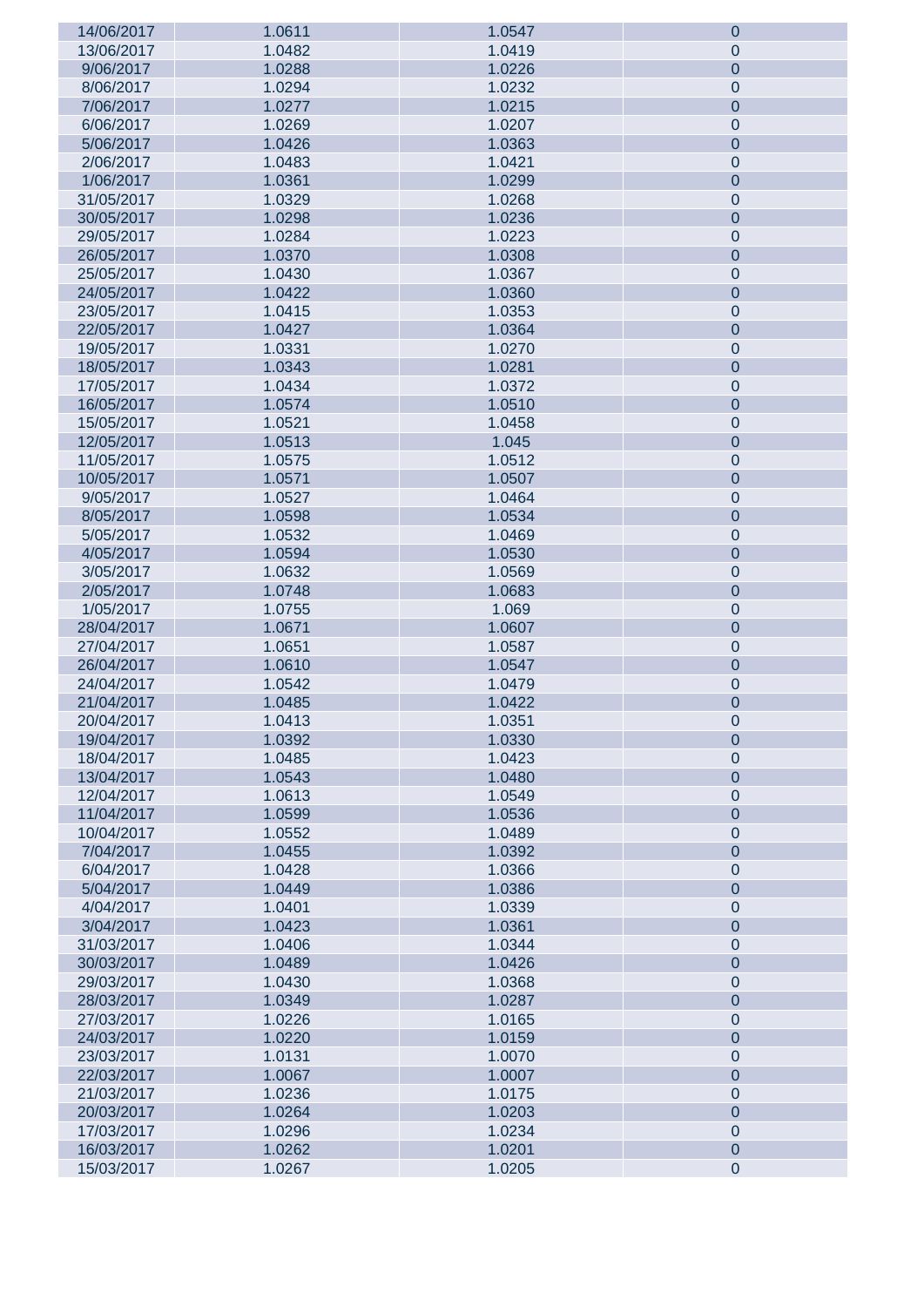| | | | |
|---|---|---|---|
| 14/06/2017 | 1.0611 | 1.0547 | 0 |
| 13/06/2017 | 1.0482 | 1.0419 | 0 |
| 9/06/2017 | 1.0288 | 1.0226 | 0 |
| 8/06/2017 | 1.0294 | 1.0232 | 0 |
| 7/06/2017 | 1.0277 | 1.0215 | 0 |
| 6/06/2017 | 1.0269 | 1.0207 | 0 |
| 5/06/2017 | 1.0426 | 1.0363 | 0 |
| 2/06/2017 | 1.0483 | 1.0421 | 0 |
| 1/06/2017 | 1.0361 | 1.0299 | 0 |
| 31/05/2017 | 1.0329 | 1.0268 | 0 |
| 30/05/2017 | 1.0298 | 1.0236 | 0 |
| 29/05/2017 | 1.0284 | 1.0223 | 0 |
| 26/05/2017 | 1.0370 | 1.0308 | 0 |
| 25/05/2017 | 1.0430 | 1.0367 | 0 |
| 24/05/2017 | 1.0422 | 1.0360 | 0 |
| 23/05/2017 | 1.0415 | 1.0353 | 0 |
| 22/05/2017 | 1.0427 | 1.0364 | 0 |
| 19/05/2017 | 1.0331 | 1.0270 | 0 |
| 18/05/2017 | 1.0343 | 1.0281 | 0 |
| 17/05/2017 | 1.0434 | 1.0372 | 0 |
| 16/05/2017 | 1.0574 | 1.0510 | 0 |
| 15/05/2017 | 1.0521 | 1.0458 | 0 |
| 12/05/2017 | 1.0513 | 1.045 | 0 |
| 11/05/2017 | 1.0575 | 1.0512 | 0 |
| 10/05/2017 | 1.0571 | 1.0507 | 0 |
| 9/05/2017 | 1.0527 | 1.0464 | 0 |
| 8/05/2017 | 1.0598 | 1.0534 | 0 |
| 5/05/2017 | 1.0532 | 1.0469 | 0 |
| 4/05/2017 | 1.0594 | 1.0530 | 0 |
| 3/05/2017 | 1.0632 | 1.0569 | 0 |
| 2/05/2017 | 1.0748 | 1.0683 | 0 |
| 1/05/2017 | 1.0755 | 1.069 | 0 |
| 28/04/2017 | 1.0671 | 1.0607 | 0 |
| 27/04/2017 | 1.0651 | 1.0587 | 0 |
| 26/04/2017 | 1.0610 | 1.0547 | 0 |
| 24/04/2017 | 1.0542 | 1.0479 | 0 |
| 21/04/2017 | 1.0485 | 1.0422 | 0 |
| 20/04/2017 | 1.0413 | 1.0351 | 0 |
| 19/04/2017 | 1.0392 | 1.0330 | 0 |
| 18/04/2017 | 1.0485 | 1.0423 | 0 |
| 13/04/2017 | 1.0543 | 1.0480 | 0 |
| 12/04/2017 | 1.0613 | 1.0549 | 0 |
| 11/04/2017 | 1.0599 | 1.0536 | 0 |
| 10/04/2017 | 1.0552 | 1.0489 | 0 |
| 7/04/2017 | 1.0455 | 1.0392 | 0 |
| 6/04/2017 | 1.0428 | 1.0366 | 0 |
| 5/04/2017 | 1.0449 | 1.0386 | 0 |
| 4/04/2017 | 1.0401 | 1.0339 | 0 |
| 3/04/2017 | 1.0423 | 1.0361 | 0 |
| 31/03/2017 | 1.0406 | 1.0344 | 0 |
| 30/03/2017 | 1.0489 | 1.0426 | 0 |
| 29/03/2017 | 1.0430 | 1.0368 | 0 |
| 28/03/2017 | 1.0349 | 1.0287 | 0 |
| 27/03/2017 | 1.0226 | 1.0165 | 0 |
| 24/03/2017 | 1.0220 | 1.0159 | 0 |
| 23/03/2017 | 1.0131 | 1.0070 | 0 |
| 22/03/2017 | 1.0067 | 1.0007 | 0 |
| 21/03/2017 | 1.0236 | 1.0175 | 0 |
| 20/03/2017 | 1.0264 | 1.0203 | 0 |
| 17/03/2017 | 1.0296 | 1.0234 | 0 |
| 16/03/2017 | 1.0262 | 1.0201 | 0 |
| 15/03/2017 | 1.0267 | 1.0205 | 0 |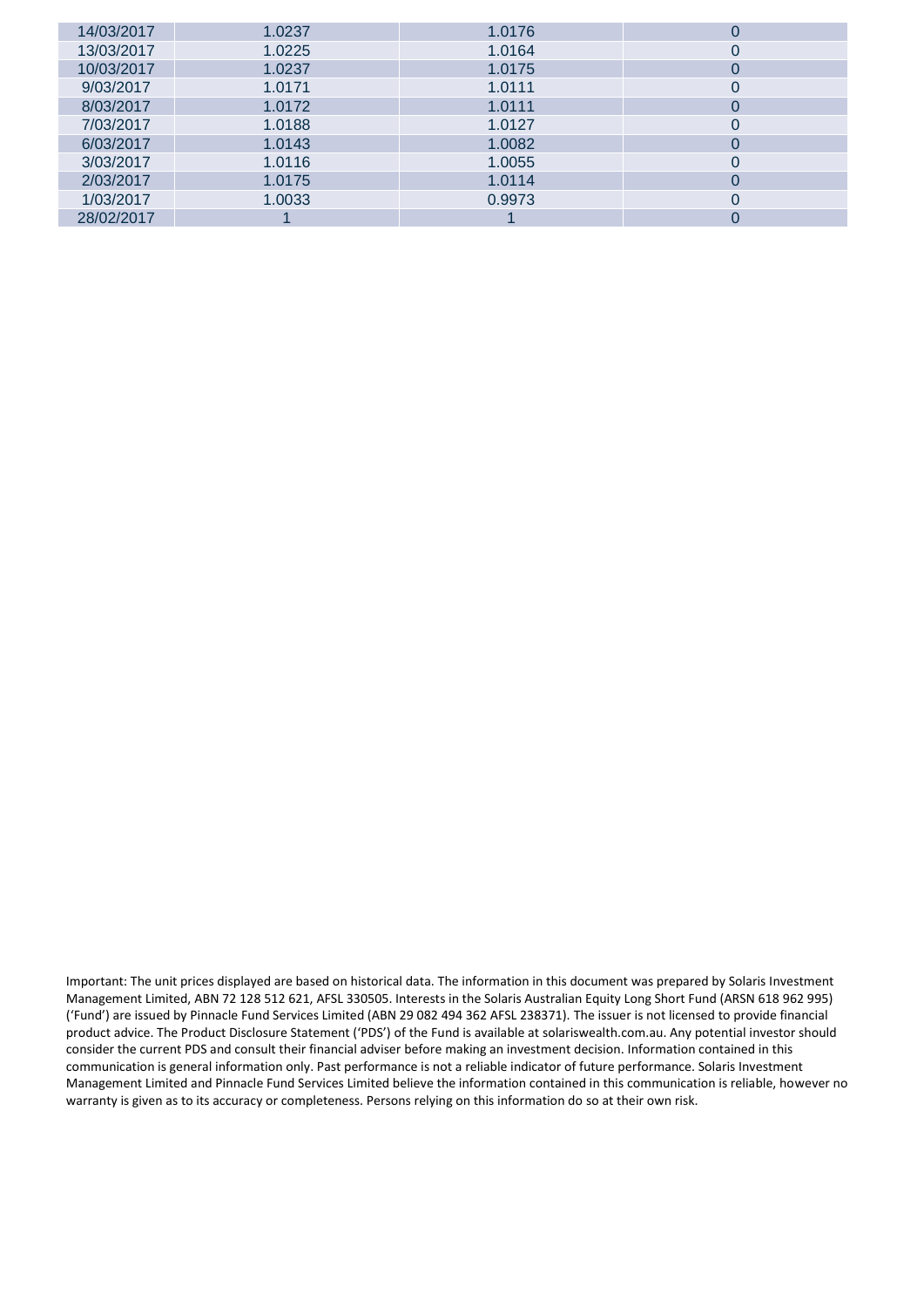| | | | |
|---|---|---|---|
| 14/03/2017 | 1.0237 | 1.0176 | 0 |
| 13/03/2017 | 1.0225 | 1.0164 | 0 |
| 10/03/2017 | 1.0237 | 1.0175 | 0 |
| 9/03/2017 | 1.0171 | 1.0111 | 0 |
| 8/03/2017 | 1.0172 | 1.0111 | 0 |
| 7/03/2017 | 1.0188 | 1.0127 | 0 |
| 6/03/2017 | 1.0143 | 1.0082 | 0 |
| 3/03/2017 | 1.0116 | 1.0055 | 0 |
| 2/03/2017 | 1.0175 | 1.0114 | 0 |
| 1/03/2017 | 1.0033 | 0.9973 | 0 |
| 28/02/2017 | 1 | 1 | 0 |

Important: The unit prices displayed are based on historical data. The information in this document was prepared by Solaris Investment Management Limited, ABN 72 128 512 621, AFSL 330505. Interests in the Solaris Australian Equity Long Short Fund (ARSN 618 962 995) ('Fund') are issued by Pinnacle Fund Services Limited (ABN 29 082 494 362 AFSL 238371). The issuer is not licensed to provide financial product advice. The Product Disclosure Statement ('PDS') of the Fund is available at solariswealth.com.au. Any potential investor should consider the current PDS and consult their financial adviser before making an investment decision. Information contained in this communication is general information only. Past performance is not a reliable indicator of future performance. Solaris Investment Management Limited and Pinnacle Fund Services Limited believe the information contained in this communication is reliable, however no warranty is given as to its accuracy or completeness. Persons relying on this information do so at their own risk.